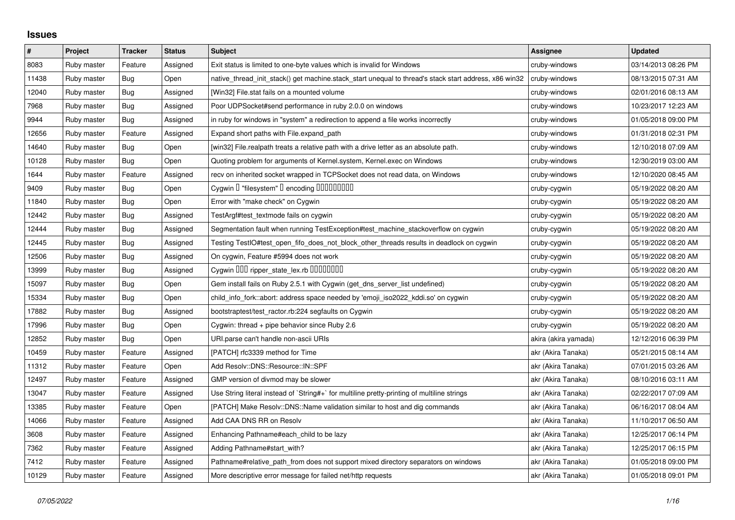## Issues

| # | Project | Tracker | Status | Subject | Assignee | Updated |
|---|---|---|---|---|---|---|
| 8083 | Ruby master | Feature | Assigned | Exit status is limited to one-byte values which is invalid for Windows | cruby-windows | 03/14/2013 08:26 PM |
| 11438 | Ruby master | Bug | Open | native_thread_init_stack() get machine.stack_start unequal to thread's stack start address, x86 win32 | cruby-windows | 08/13/2015 07:31 AM |
| 12040 | Ruby master | Bug | Assigned | [Win32] File.stat fails on a mounted volume | cruby-windows | 02/01/2016 08:13 AM |
| 7968 | Ruby master | Bug | Assigned | Poor UDPSocket#send performance in ruby 2.0.0 on windows | cruby-windows | 10/23/2017 12:23 AM |
| 9944 | Ruby master | Bug | Assigned | in ruby for windows in "system" a redirection to append a file works incorrectly | cruby-windows | 01/05/2018 09:00 PM |
| 12656 | Ruby master | Feature | Assigned | Expand short paths with File.expand_path | cruby-windows | 01/31/2018 02:31 PM |
| 14640 | Ruby master | Bug | Open | [win32] File.realpath treats a relative path with a drive letter as an absolute path. | cruby-windows | 12/10/2018 07:09 AM |
| 10128 | Ruby master | Bug | Open | Quoting problem for arguments of Kernel.system, Kernel.exec on Windows | cruby-windows | 12/30/2019 03:00 AM |
| 1644 | Ruby master | Feature | Assigned | recv on inherited socket wrapped in TCPSocket does not read data, on Windows | cruby-windows | 12/10/2020 08:45 AM |
| 9409 | Ruby master | Bug | Open | Cygwin � "filesystem" � encoding ��������� | cruby-cygwin | 05/19/2022 08:20 AM |
| 11840 | Ruby master | Bug | Open | Error with "make check" on Cygwin | cruby-cygwin | 05/19/2022 08:20 AM |
| 12442 | Ruby master | Bug | Assigned | TestArgf#test_textmode fails on cygwin | cruby-cygwin | 05/19/2022 08:20 AM |
| 12444 | Ruby master | Bug | Assigned | Segmentation fault when running TestException#test_machine_stackoverflow on cygwin | cruby-cygwin | 05/19/2022 08:20 AM |
| 12445 | Ruby master | Bug | Assigned | Testing TestIO#test_open_fifo_does_not_block_other_threads results in deadlock on cygwin | cruby-cygwin | 05/19/2022 08:20 AM |
| 12506 | Ruby master | Bug | Assigned | On cygwin, Feature #5994 does not work | cruby-cygwin | 05/19/2022 08:20 AM |
| 13999 | Ruby master | Bug | Assigned | Cygwin ��� ripper_state_lex.rb �������� | cruby-cygwin | 05/19/2022 08:20 AM |
| 15097 | Ruby master | Bug | Open | Gem install fails on Ruby 2.5.1 with Cygwin (get_dns_server_list undefined) | cruby-cygwin | 05/19/2022 08:20 AM |
| 15334 | Ruby master | Bug | Open | child_info_fork::abort: address space needed by 'emoji_iso2022_kddi.so' on cygwin | cruby-cygwin | 05/19/2022 08:20 AM |
| 17882 | Ruby master | Bug | Assigned | bootstraptest/test_ractor.rb:224 segfaults on Cygwin | cruby-cygwin | 05/19/2022 08:20 AM |
| 17996 | Ruby master | Bug | Open | Cygwin: thread + pipe behavior since Ruby 2.6 | cruby-cygwin | 05/19/2022 08:20 AM |
| 12852 | Ruby master | Bug | Open | URI.parse can't handle non-ascii URIs | akira (akira yamada) | 12/12/2016 06:39 PM |
| 10459 | Ruby master | Feature | Assigned | [PATCH] rfc3339 method for Time | akr (Akira Tanaka) | 05/21/2015 08:14 AM |
| 11312 | Ruby master | Feature | Open | Add Resolv::DNS::Resource::IN::SPF | akr (Akira Tanaka) | 07/01/2015 03:26 AM |
| 12497 | Ruby master | Feature | Assigned | GMP version of divmod may be slower | akr (Akira Tanaka) | 08/10/2016 03:11 AM |
| 13047 | Ruby master | Feature | Assigned | Use String literal instead of `String#+` for multiline pretty-printing of multiline strings | akr (Akira Tanaka) | 02/22/2017 07:09 AM |
| 13385 | Ruby master | Feature | Open | [PATCH] Make Resolv::DNS::Name validation similar to host and dig commands | akr (Akira Tanaka) | 06/16/2017 08:04 AM |
| 14066 | Ruby master | Feature | Assigned | Add CAA DNS RR on Resolv | akr (Akira Tanaka) | 11/10/2017 06:50 AM |
| 3608 | Ruby master | Feature | Assigned | Enhancing Pathname#each_child to be lazy | akr (Akira Tanaka) | 12/25/2017 06:14 PM |
| 7362 | Ruby master | Feature | Assigned | Adding Pathname#start_with? | akr (Akira Tanaka) | 12/25/2017 06:15 PM |
| 7412 | Ruby master | Feature | Assigned | Pathname#relative_path_from does not support mixed directory separators on windows | akr (Akira Tanaka) | 01/05/2018 09:00 PM |
| 10129 | Ruby master | Feature | Assigned | More descriptive error message for failed net/http requests | akr (Akira Tanaka) | 01/05/2018 09:01 PM |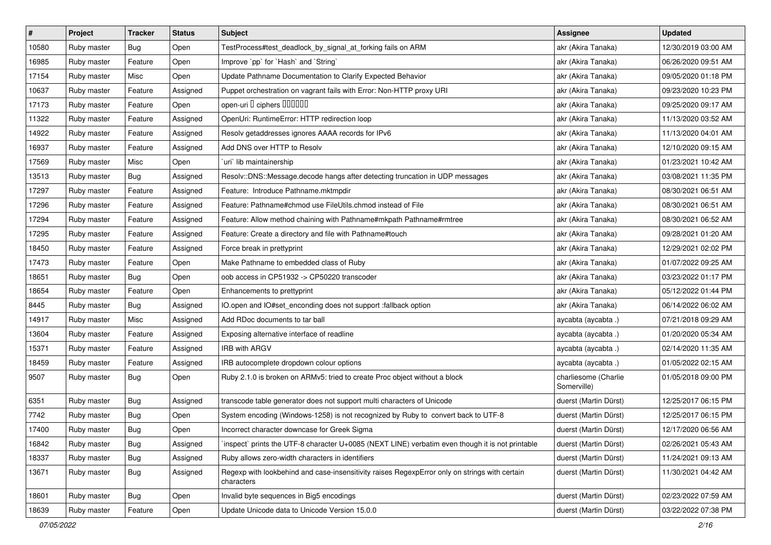| # | Project | Tracker | Status | Subject | Assignee | Updated |
|---|---|---|---|---|---|---|
| 10580 | Ruby master | Bug | Open | TestProcess#test_deadlock_by_signal_at_forking fails on ARM | akr (Akira Tanaka) | 12/30/2019 03:00 AM |
| 16985 | Ruby master | Feature | Open | Improve `pp` for `Hash` and `String` | akr (Akira Tanaka) | 06/26/2020 09:51 AM |
| 17154 | Ruby master | Misc | Open | Update Pathname Documentation to Clarify Expected Behavior | akr (Akira Tanaka) | 09/05/2020 01:18 PM |
| 10637 | Ruby master | Feature | Assigned | Puppet orchestration on vagrant fails with Error: Non-HTTP proxy URI | akr (Akira Tanaka) | 09/23/2020 10:23 PM |
| 17173 | Ruby master | Feature | Open | open-uri で ciphers を設定したい | akr (Akira Tanaka) | 09/25/2020 09:17 AM |
| 11322 | Ruby master | Feature | Assigned | OpenUri: RuntimeError: HTTP redirection loop | akr (Akira Tanaka) | 11/13/2020 03:52 AM |
| 14922 | Ruby master | Feature | Assigned | Resolv getaddresses ignores AAAA records for IPv6 | akr (Akira Tanaka) | 11/13/2020 04:01 AM |
| 16937 | Ruby master | Feature | Assigned | Add DNS over HTTP to Resolv | akr (Akira Tanaka) | 12/10/2020 09:15 AM |
| 17569 | Ruby master | Misc | Open | `uri` lib maintainership | akr (Akira Tanaka) | 01/23/2021 10:42 AM |
| 13513 | Ruby master | Bug | Assigned | Resolv::DNS::Message.decode hangs after detecting truncation in UDP messages | akr (Akira Tanaka) | 03/08/2021 11:35 PM |
| 17297 | Ruby master | Feature | Assigned | Feature: Introduce Pathname.mktmpdir | akr (Akira Tanaka) | 08/30/2021 06:51 AM |
| 17296 | Ruby master | Feature | Assigned | Feature: Pathname#chmod use FileUtils.chmod instead of File | akr (Akira Tanaka) | 08/30/2021 06:51 AM |
| 17294 | Ruby master | Feature | Assigned | Feature: Allow method chaining with Pathname#mkpath Pathname#rmtree | akr (Akira Tanaka) | 08/30/2021 06:52 AM |
| 17295 | Ruby master | Feature | Assigned | Feature: Create a directory and file with Pathname#touch | akr (Akira Tanaka) | 09/28/2021 01:20 AM |
| 18450 | Ruby master | Feature | Assigned | Force break in prettyprint | akr (Akira Tanaka) | 12/29/2021 02:02 PM |
| 17473 | Ruby master | Feature | Open | Make Pathname to embedded class of Ruby | akr (Akira Tanaka) | 01/07/2022 09:25 AM |
| 18651 | Ruby master | Bug | Open | oob access in CP51932 -> CP50220 transcoder | akr (Akira Tanaka) | 03/23/2022 01:17 PM |
| 18654 | Ruby master | Feature | Open | Enhancements to prettyprint | akr (Akira Tanaka) | 05/12/2022 01:44 PM |
| 8445 | Ruby master | Bug | Assigned | IO.open and IO#set_enconding does not support :fallback option | akr (Akira Tanaka) | 06/14/2022 06:02 AM |
| 14917 | Ruby master | Misc | Assigned | Add RDoc documents to tar ball | aycabta (aycabta .) | 07/21/2018 09:29 AM |
| 13604 | Ruby master | Feature | Assigned | Exposing alternative interface of readline | aycabta (aycabta .) | 01/20/2020 05:34 AM |
| 15371 | Ruby master | Feature | Assigned | IRB with ARGV | aycabta (aycabta .) | 02/14/2020 11:35 AM |
| 18459 | Ruby master | Feature | Assigned | IRB autocomplete dropdown colour options | aycabta (aycabta .) | 01/05/2022 02:15 AM |
| 9507 | Ruby master | Bug | Open | Ruby 2.1.0 is broken on ARMv5: tried to create Proc object without a block | charliesome (Charlie Somerville) | 01/05/2018 09:00 PM |
| 6351 | Ruby master | Bug | Assigned | transcode table generator does not support multi characters of Unicode | duerst (Martin Dürst) | 12/25/2017 06:15 PM |
| 7742 | Ruby master | Bug | Open | System encoding (Windows-1258) is not recognized by Ruby to convert back to UTF-8 | duerst (Martin Dürst) | 12/25/2017 06:15 PM |
| 17400 | Ruby master | Bug | Open | Incorrect character downcase for Greek Sigma | duerst (Martin Dürst) | 12/17/2020 06:56 AM |
| 16842 | Ruby master | Bug | Assigned | `inspect` prints the UTF-8 character U+0085 (NEXT LINE) verbatim even though it is not printable | duerst (Martin Dürst) | 02/26/2021 05:43 AM |
| 18337 | Ruby master | Bug | Assigned | Ruby allows zero-width characters in identifiers | duerst (Martin Dürst) | 11/24/2021 09:13 AM |
| 13671 | Ruby master | Bug | Assigned | Regexp with lookbehind and case-insensitivity raises RegexpError only on strings with certain characters | duerst (Martin Dürst) | 11/30/2021 04:42 AM |
| 18601 | Ruby master | Bug | Open | Invalid byte sequences in Big5 encodings | duerst (Martin Dürst) | 02/23/2022 07:59 AM |
| 18639 | Ruby master | Feature | Open | Update Unicode data to Unicode Version 15.0.0 | duerst (Martin Dürst) | 03/22/2022 07:38 PM |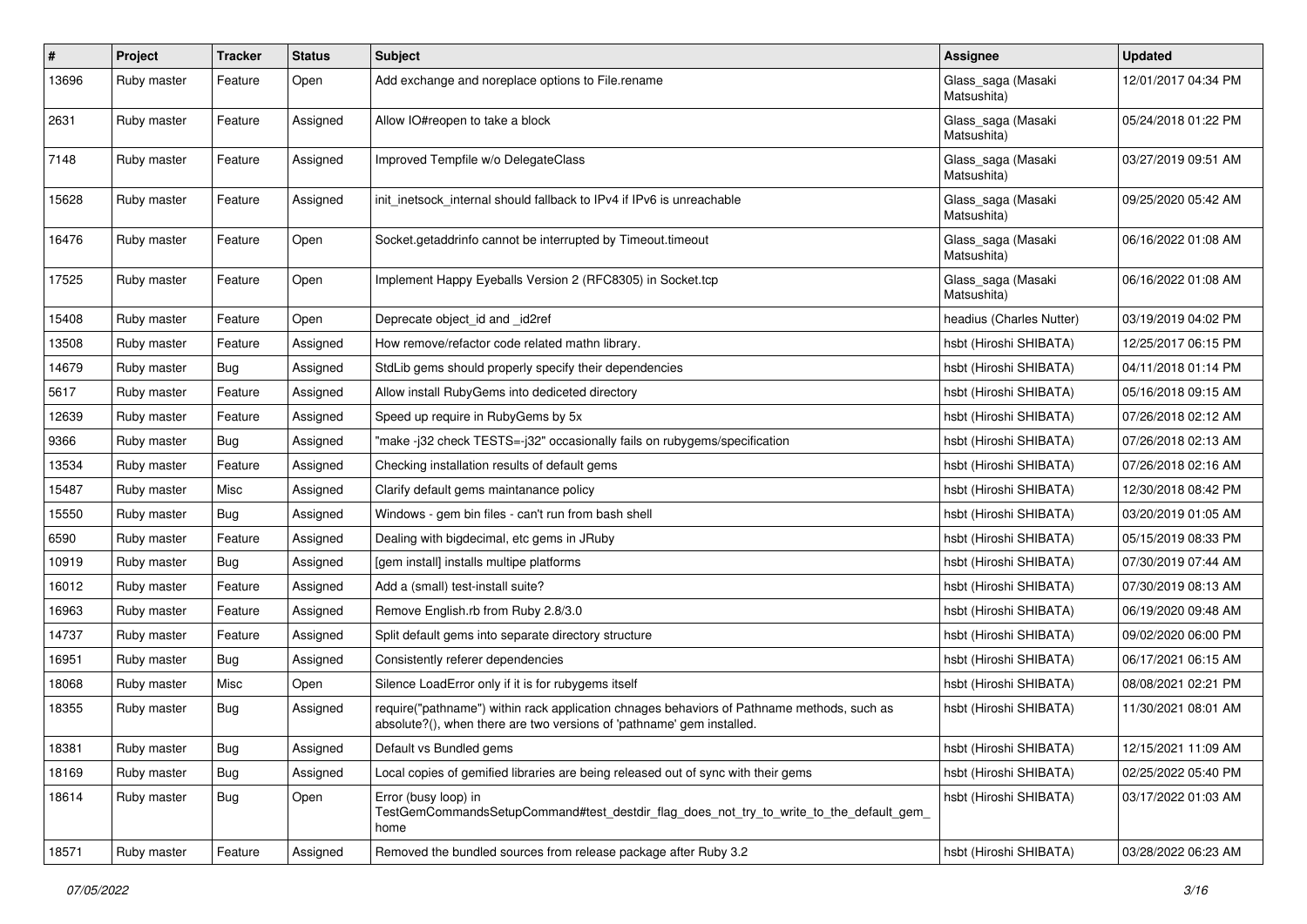| # | Project | Tracker | Status | Subject | Assignee | Updated |
|---|---|---|---|---|---|---|
| 13696 | Ruby master | Feature | Open | Add exchange and noreplace options to File.rename | Glass_saga (Masaki Matsushita) | 12/01/2017 04:34 PM |
| 2631 | Ruby master | Feature | Assigned | Allow IO#reopen to take a block | Glass_saga (Masaki Matsushita) | 05/24/2018 01:22 PM |
| 7148 | Ruby master | Feature | Assigned | Improved Tempfile w/o DelegateClass | Glass_saga (Masaki Matsushita) | 03/27/2019 09:51 AM |
| 15628 | Ruby master | Feature | Assigned | init_inetsock_internal should fallback to IPv4 if IPv6 is unreachable | Glass_saga (Masaki Matsushita) | 09/25/2020 05:42 AM |
| 16476 | Ruby master | Feature | Open | Socket.getaddrinfo cannot be interrupted by Timeout.timeout | Glass_saga (Masaki Matsushita) | 06/16/2022 01:08 AM |
| 17525 | Ruby master | Feature | Open | Implement Happy Eyeballs Version 2 (RFC8305) in Socket.tcp | Glass_saga (Masaki Matsushita) | 06/16/2022 01:08 AM |
| 15408 | Ruby master | Feature | Open | Deprecate object_id and _id2ref | headius (Charles Nutter) | 03/19/2019 04:02 PM |
| 13508 | Ruby master | Feature | Assigned | How remove/refactor code related mathn library. | hsbt (Hiroshi SHIBATA) | 12/25/2017 06:15 PM |
| 14679 | Ruby master | Bug | Assigned | StdLib gems should properly specify their dependencies | hsbt (Hiroshi SHIBATA) | 04/11/2018 01:14 PM |
| 5617 | Ruby master | Feature | Assigned | Allow install RubyGems into dediceted directory | hsbt (Hiroshi SHIBATA) | 05/16/2018 09:15 AM |
| 12639 | Ruby master | Feature | Assigned | Speed up require in RubyGems by 5x | hsbt (Hiroshi SHIBATA) | 07/26/2018 02:12 AM |
| 9366 | Ruby master | Bug | Assigned | "make -j32 check TESTS=-j32" occasionally fails on rubygems/specification | hsbt (Hiroshi SHIBATA) | 07/26/2018 02:13 AM |
| 13534 | Ruby master | Feature | Assigned | Checking installation results of default gems | hsbt (Hiroshi SHIBATA) | 07/26/2018 02:16 AM |
| 15487 | Ruby master | Misc | Assigned | Clarify default gems maintanance policy | hsbt (Hiroshi SHIBATA) | 12/30/2018 08:42 PM |
| 15550 | Ruby master | Bug | Assigned | Windows - gem bin files - can't run from bash shell | hsbt (Hiroshi SHIBATA) | 03/20/2019 01:05 AM |
| 6590 | Ruby master | Feature | Assigned | Dealing with bigdecimal, etc gems in JRuby | hsbt (Hiroshi SHIBATA) | 05/15/2019 08:33 PM |
| 10919 | Ruby master | Bug | Assigned | [gem install] installs multipe platforms | hsbt (Hiroshi SHIBATA) | 07/30/2019 07:44 AM |
| 16012 | Ruby master | Feature | Assigned | Add a (small) test-install suite? | hsbt (Hiroshi SHIBATA) | 07/30/2019 08:13 AM |
| 16963 | Ruby master | Feature | Assigned | Remove English.rb from Ruby 2.8/3.0 | hsbt (Hiroshi SHIBATA) | 06/19/2020 09:48 AM |
| 14737 | Ruby master | Feature | Assigned | Split default gems into separate directory structure | hsbt (Hiroshi SHIBATA) | 09/02/2020 06:00 PM |
| 16951 | Ruby master | Bug | Assigned | Consistently referer dependencies | hsbt (Hiroshi SHIBATA) | 06/17/2021 06:15 AM |
| 18068 | Ruby master | Misc | Open | Silence LoadError only if it is for rubygems itself | hsbt (Hiroshi SHIBATA) | 08/08/2021 02:21 PM |
| 18355 | Ruby master | Bug | Assigned | require("pathname") within rack application chnages behaviors of Pathname methods, such as absolute?(), when there are two versions of 'pathname' gem installed. | hsbt (Hiroshi SHIBATA) | 11/30/2021 08:01 AM |
| 18381 | Ruby master | Bug | Assigned | Default vs Bundled gems | hsbt (Hiroshi SHIBATA) | 12/15/2021 11:09 AM |
| 18169 | Ruby master | Bug | Assigned | Local copies of gemified libraries are being released out of sync with their gems | hsbt (Hiroshi SHIBATA) | 02/25/2022 05:40 PM |
| 18614 | Ruby master | Bug | Open | Error (busy loop) in TestGemCommandsSetupCommand#test_destdir_flag_does_not_try_to_write_to_the_default_gem_home | hsbt (Hiroshi SHIBATA) | 03/17/2022 01:03 AM |
| 18571 | Ruby master | Feature | Assigned | Removed the bundled sources from release package after Ruby 3.2 | hsbt (Hiroshi SHIBATA) | 03/28/2022 06:23 AM |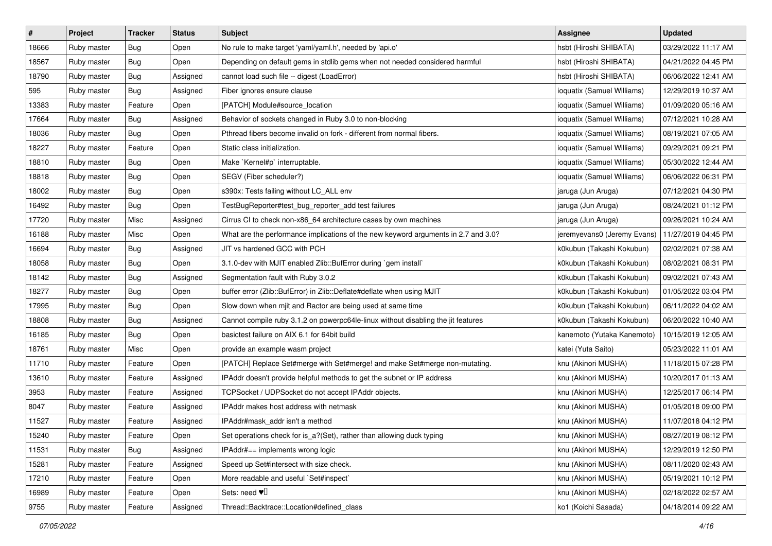| # | Project | Tracker | Status | Subject | Assignee | Updated |
|---|---|---|---|---|---|---|
| 18666 | Ruby master | Bug | Open | No rule to make target 'yaml/yaml.h', needed by 'api.o' | hsbt (Hiroshi SHIBATA) | 03/29/2022 11:17 AM |
| 18567 | Ruby master | Bug | Open | Depending on default gems in stdlib gems when not needed considered harmful | hsbt (Hiroshi SHIBATA) | 04/21/2022 04:45 PM |
| 18790 | Ruby master | Bug | Assigned | cannot load such file -- digest (LoadError) | hsbt (Hiroshi SHIBATA) | 06/06/2022 12:41 AM |
| 595 | Ruby master | Bug | Assigned | Fiber ignores ensure clause | ioquatix (Samuel Williams) | 12/29/2019 10:37 AM |
| 13383 | Ruby master | Feature | Open | [PATCH] Module#source_location | ioquatix (Samuel Williams) | 01/09/2020 05:16 AM |
| 17664 | Ruby master | Bug | Assigned | Behavior of sockets changed in Ruby 3.0 to non-blocking | ioquatix (Samuel Williams) | 07/12/2021 10:28 AM |
| 18036 | Ruby master | Bug | Open | Pthread fibers become invalid on fork - different from normal fibers. | ioquatix (Samuel Williams) | 08/19/2021 07:05 AM |
| 18227 | Ruby master | Feature | Open | Static class initialization. | ioquatix (Samuel Williams) | 09/29/2021 09:21 PM |
| 18810 | Ruby master | Bug | Open | Make `Kernel#p` interruptable. | ioquatix (Samuel Williams) | 05/30/2022 12:44 AM |
| 18818 | Ruby master | Bug | Open | SEGV (Fiber scheduler?) | ioquatix (Samuel Williams) | 06/06/2022 06:31 PM |
| 18002 | Ruby master | Bug | Open | s390x: Tests failing without LC_ALL env | jaruga (Jun Aruga) | 07/12/2021 04:30 PM |
| 16492 | Ruby master | Bug | Open | TestBugReporter#test_bug_reporter_add test failures | jaruga (Jun Aruga) | 08/24/2021 01:12 PM |
| 17720 | Ruby master | Misc | Assigned | Cirrus CI to check non-x86_64 architecture cases by own machines | jaruga (Jun Aruga) | 09/26/2021 10:24 AM |
| 16188 | Ruby master | Misc | Open | What are the performance implications of the new keyword arguments in 2.7 and 3.0? | jeremyevans0 (Jeremy Evans) | 11/27/2019 04:45 PM |
| 16694 | Ruby master | Bug | Assigned | JIT vs hardened GCC with PCH | k0kubun (Takashi Kokubun) | 02/02/2021 07:38 AM |
| 18058 | Ruby master | Bug | Open | 3.1.0-dev with MJIT enabled Zlib::BufError during `gem install` | k0kubun (Takashi Kokubun) | 08/02/2021 08:31 PM |
| 18142 | Ruby master | Bug | Assigned | Segmentation fault with Ruby 3.0.2 | k0kubun (Takashi Kokubun) | 09/02/2021 07:43 AM |
| 18277 | Ruby master | Bug | Open | buffer error (Zlib::BufError) in Zlib::Deflate#deflate when using MJIT | k0kubun (Takashi Kokubun) | 01/05/2022 03:04 PM |
| 17995 | Ruby master | Bug | Open | Slow down when mjit and Ractor are being used at same time | k0kubun (Takashi Kokubun) | 06/11/2022 04:02 AM |
| 18808 | Ruby master | Bug | Assigned | Cannot compile ruby 3.1.2 on powerpc64le-linux without disabling the jit features | k0kubun (Takashi Kokubun) | 06/20/2022 10:40 AM |
| 16185 | Ruby master | Bug | Open | basictest failure on AIX 6.1 for 64bit build | kanemoto (Yutaka Kanemoto) | 10/15/2019 12:05 AM |
| 18761 | Ruby master | Misc | Open | provide an example wasm project | katei (Yuta Saito) | 05/23/2022 11:01 AM |
| 11710 | Ruby master | Feature | Open | [PATCH] Replace Set#merge with Set#merge! and make Set#merge non-mutating. | knu (Akinori MUSHA) | 11/18/2015 07:28 PM |
| 13610 | Ruby master | Feature | Assigned | IPAddr doesn't provide helpful methods to get the subnet or IP address | knu (Akinori MUSHA) | 10/20/2017 01:13 AM |
| 3953 | Ruby master | Feature | Assigned | TCPSocket / UDPSocket do not accept IPAddr objects. | knu (Akinori MUSHA) | 12/25/2017 06:14 PM |
| 8047 | Ruby master | Feature | Assigned | IPAddr makes host address with netmask | knu (Akinori MUSHA) | 01/05/2018 09:00 PM |
| 11527 | Ruby master | Feature | Assigned | IPAddr#mask_addr isn't a method | knu (Akinori MUSHA) | 11/07/2018 04:12 PM |
| 15240 | Ruby master | Feature | Open | Set operations check for is_a?(Set), rather than allowing duck typing | knu (Akinori MUSHA) | 08/27/2019 08:12 PM |
| 11531 | Ruby master | Bug | Assigned | IPAddr#== implements wrong logic | knu (Akinori MUSHA) | 12/29/2019 12:50 PM |
| 15281 | Ruby master | Feature | Assigned | Speed up Set#intersect with size check. | knu (Akinori MUSHA) | 08/11/2020 02:43 AM |
| 17210 | Ruby master | Feature | Open | More readable and useful `Set#inspect` | knu (Akinori MUSHA) | 05/19/2021 10:12 PM |
| 16989 | Ruby master | Feature | Open | Sets: need ♥️ | knu (Akinori MUSHA) | 02/18/2022 02:57 AM |
| 9755 | Ruby master | Feature | Assigned | Thread::Backtrace::Location#defined_class | ko1 (Koichi Sasada) | 04/18/2014 09:22 AM |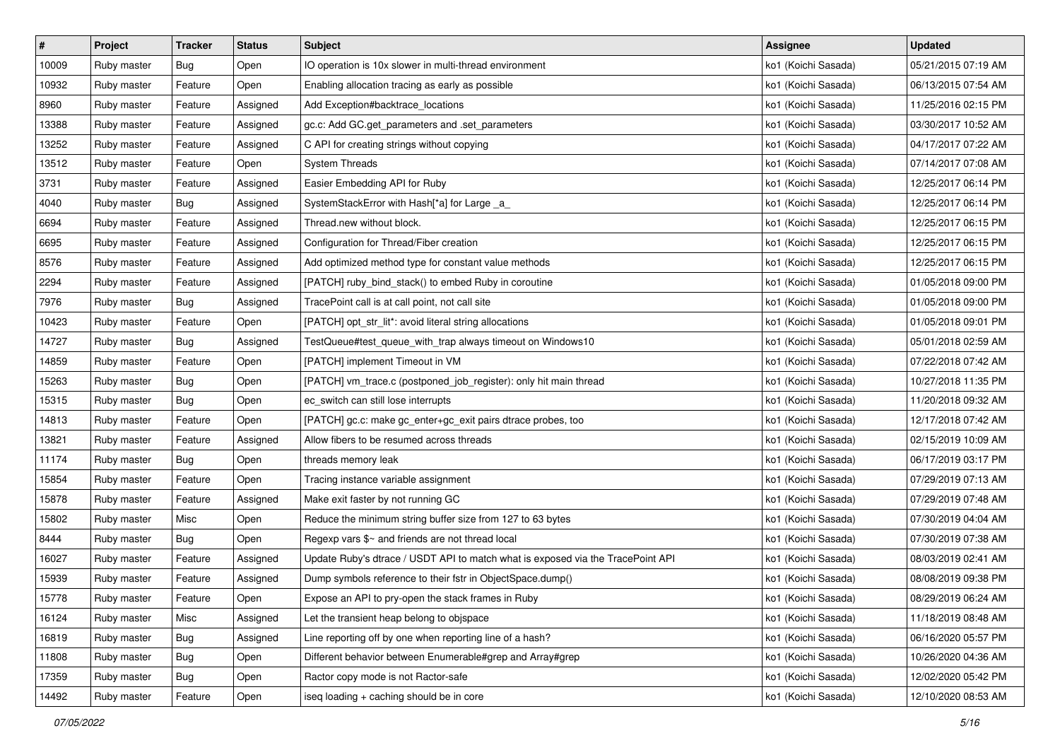| # | Project | Tracker | Status | Subject | Assignee | Updated |
|---|---|---|---|---|---|---|
| 10009 | Ruby master | Bug | Open | IO operation is 10x slower in multi-thread environment | ko1 (Koichi Sasada) | 05/21/2015 07:19 AM |
| 10932 | Ruby master | Feature | Open | Enabling allocation tracing as early as possible | ko1 (Koichi Sasada) | 06/13/2015 07:54 AM |
| 8960 | Ruby master | Feature | Assigned | Add Exception#backtrace_locations | ko1 (Koichi Sasada) | 11/25/2016 02:15 PM |
| 13388 | Ruby master | Feature | Assigned | gc.c: Add GC.get_parameters and .set_parameters | ko1 (Koichi Sasada) | 03/30/2017 10:52 AM |
| 13252 | Ruby master | Feature | Assigned | C API for creating strings without copying | ko1 (Koichi Sasada) | 04/17/2017 07:22 AM |
| 13512 | Ruby master | Feature | Open | System Threads | ko1 (Koichi Sasada) | 07/14/2017 07:08 AM |
| 3731 | Ruby master | Feature | Assigned | Easier Embedding API for Ruby | ko1 (Koichi Sasada) | 12/25/2017 06:14 PM |
| 4040 | Ruby master | Bug | Assigned | SystemStackError with Hash[*a] for Large _a_ | ko1 (Koichi Sasada) | 12/25/2017 06:14 PM |
| 6694 | Ruby master | Feature | Assigned | Thread.new without block. | ko1 (Koichi Sasada) | 12/25/2017 06:15 PM |
| 6695 | Ruby master | Feature | Assigned | Configuration for Thread/Fiber creation | ko1 (Koichi Sasada) | 12/25/2017 06:15 PM |
| 8576 | Ruby master | Feature | Assigned | Add optimized method type for constant value methods | ko1 (Koichi Sasada) | 12/25/2017 06:15 PM |
| 2294 | Ruby master | Feature | Assigned | [PATCH] ruby_bind_stack() to embed Ruby in coroutine | ko1 (Koichi Sasada) | 01/05/2018 09:00 PM |
| 7976 | Ruby master | Bug | Assigned | TracePoint call is at call point, not call site | ko1 (Koichi Sasada) | 01/05/2018 09:00 PM |
| 10423 | Ruby master | Feature | Open | [PATCH] opt_str_lit*: avoid literal string allocations | ko1 (Koichi Sasada) | 01/05/2018 09:01 PM |
| 14727 | Ruby master | Bug | Assigned | TestQueue#test_queue_with_trap always timeout on Windows10 | ko1 (Koichi Sasada) | 05/01/2018 02:59 AM |
| 14859 | Ruby master | Feature | Open | [PATCH] implement Timeout in VM | ko1 (Koichi Sasada) | 07/22/2018 07:42 AM |
| 15263 | Ruby master | Bug | Open | [PATCH] vm_trace.c (postponed_job_register): only hit main thread | ko1 (Koichi Sasada) | 10/27/2018 11:35 PM |
| 15315 | Ruby master | Bug | Open | ec_switch can still lose interrupts | ko1 (Koichi Sasada) | 11/20/2018 09:32 AM |
| 14813 | Ruby master | Feature | Open | [PATCH] gc.c: make gc_enter+gc_exit pairs dtrace probes, too | ko1 (Koichi Sasada) | 12/17/2018 07:42 AM |
| 13821 | Ruby master | Feature | Assigned | Allow fibers to be resumed across threads | ko1 (Koichi Sasada) | 02/15/2019 10:09 AM |
| 11174 | Ruby master | Bug | Open | threads memory leak | ko1 (Koichi Sasada) | 06/17/2019 03:17 PM |
| 15854 | Ruby master | Feature | Open | Tracing instance variable assignment | ko1 (Koichi Sasada) | 07/29/2019 07:13 AM |
| 15878 | Ruby master | Feature | Assigned | Make exit faster by not running GC | ko1 (Koichi Sasada) | 07/29/2019 07:48 AM |
| 15802 | Ruby master | Misc | Open | Reduce the minimum string buffer size from 127 to 63 bytes | ko1 (Koichi Sasada) | 07/30/2019 04:04 AM |
| 8444 | Ruby master | Bug | Open | Regexp vars $~ and friends are not thread local | ko1 (Koichi Sasada) | 07/30/2019 07:38 AM |
| 16027 | Ruby master | Feature | Assigned | Update Ruby's dtrace / USDT API to match what is exposed via the TracePoint API | ko1 (Koichi Sasada) | 08/03/2019 02:41 AM |
| 15939 | Ruby master | Feature | Assigned | Dump symbols reference to their fstr in ObjectSpace.dump() | ko1 (Koichi Sasada) | 08/08/2019 09:38 PM |
| 15778 | Ruby master | Feature | Open | Expose an API to pry-open the stack frames in Ruby | ko1 (Koichi Sasada) | 08/29/2019 06:24 AM |
| 16124 | Ruby master | Misc | Assigned | Let the transient heap belong to objspace | ko1 (Koichi Sasada) | 11/18/2019 08:48 AM |
| 16819 | Ruby master | Bug | Assigned | Line reporting off by one when reporting line of a hash? | ko1 (Koichi Sasada) | 06/16/2020 05:57 PM |
| 11808 | Ruby master | Bug | Open | Different behavior between Enumerable#grep and Array#grep | ko1 (Koichi Sasada) | 10/26/2020 04:36 AM |
| 17359 | Ruby master | Bug | Open | Ractor copy mode is not Ractor-safe | ko1 (Koichi Sasada) | 12/02/2020 05:42 PM |
| 14492 | Ruby master | Feature | Open | iseq loading + caching should be in core | ko1 (Koichi Sasada) | 12/10/2020 08:53 AM |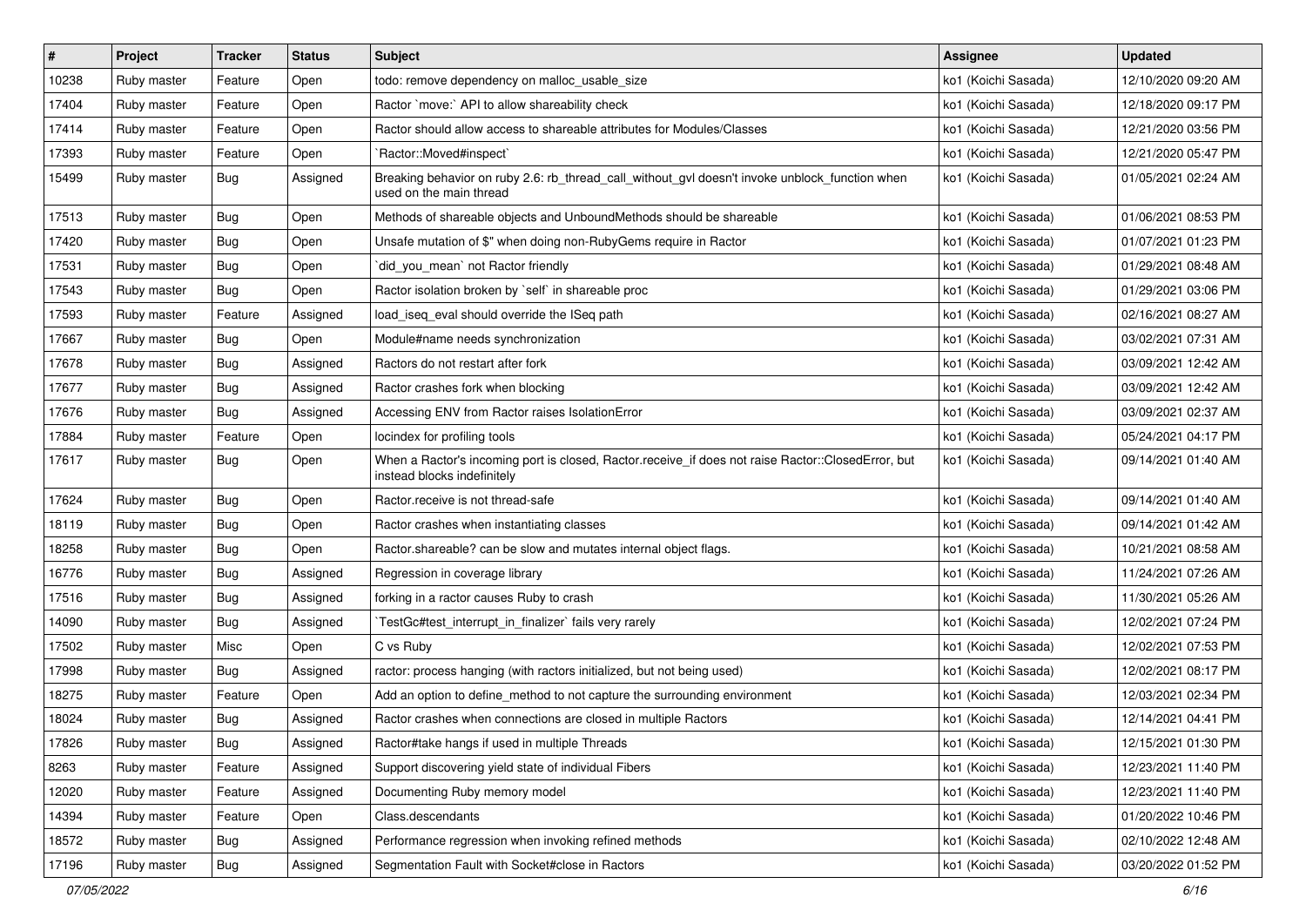| # | Project | Tracker | Status | Subject | Assignee | Updated |
|---|---|---|---|---|---|---|
| 10238 | Ruby master | Feature | Open | todo: remove dependency on malloc_usable_size | ko1 (Koichi Sasada) | 12/10/2020 09:20 AM |
| 17404 | Ruby master | Feature | Open | Ractor `move:` API to allow shareability check | ko1 (Koichi Sasada) | 12/18/2020 09:17 PM |
| 17414 | Ruby master | Feature | Open | Ractor should allow access to shareable attributes for Modules/Classes | ko1 (Koichi Sasada) | 12/21/2020 03:56 PM |
| 17393 | Ruby master | Feature | Open | `Ractor::Moved#inspect` | ko1 (Koichi Sasada) | 12/21/2020 05:47 PM |
| 15499 | Ruby master | Bug | Assigned | Breaking behavior on ruby 2.6: rb_thread_call_without_gvl doesn't invoke unblock_function when used on the main thread | ko1 (Koichi Sasada) | 01/05/2021 02:24 AM |
| 17513 | Ruby master | Bug | Open | Methods of shareable objects and UnboundMethods should be shareable | ko1 (Koichi Sasada) | 01/06/2021 08:53 PM |
| 17420 | Ruby master | Bug | Open | Unsafe mutation of $" when doing non-RubyGems require in Ractor | ko1 (Koichi Sasada) | 01/07/2021 01:23 PM |
| 17531 | Ruby master | Bug | Open | `did_you_mean` not Ractor friendly | ko1 (Koichi Sasada) | 01/29/2021 08:48 AM |
| 17543 | Ruby master | Bug | Open | Ractor isolation broken by `self` in shareable proc | ko1 (Koichi Sasada) | 01/29/2021 03:06 PM |
| 17593 | Ruby master | Feature | Assigned | load_iseq_eval should override the ISeq path | ko1 (Koichi Sasada) | 02/16/2021 08:27 AM |
| 17667 | Ruby master | Bug | Open | Module#name needs synchronization | ko1 (Koichi Sasada) | 03/02/2021 07:31 AM |
| 17678 | Ruby master | Bug | Assigned | Ractors do not restart after fork | ko1 (Koichi Sasada) | 03/09/2021 12:42 AM |
| 17677 | Ruby master | Bug | Assigned | Ractor crashes fork when blocking | ko1 (Koichi Sasada) | 03/09/2021 12:42 AM |
| 17676 | Ruby master | Bug | Assigned | Accessing ENV from Ractor raises IsolationError | ko1 (Koichi Sasada) | 03/09/2021 02:37 AM |
| 17884 | Ruby master | Feature | Open | locindex for profiling tools | ko1 (Koichi Sasada) | 05/24/2021 04:17 PM |
| 17617 | Ruby master | Bug | Open | When a Ractor's incoming port is closed, Ractor.receive_if does not raise Ractor::ClosedError, but instead blocks indefinitely | ko1 (Koichi Sasada) | 09/14/2021 01:40 AM |
| 17624 | Ruby master | Bug | Open | Ractor.receive is not thread-safe | ko1 (Koichi Sasada) | 09/14/2021 01:40 AM |
| 18119 | Ruby master | Bug | Open | Ractor crashes when instantiating classes | ko1 (Koichi Sasada) | 09/14/2021 01:42 AM |
| 18258 | Ruby master | Bug | Open | Ractor.shareable? can be slow and mutates internal object flags. | ko1 (Koichi Sasada) | 10/21/2021 08:58 AM |
| 16776 | Ruby master | Bug | Assigned | Regression in coverage library | ko1 (Koichi Sasada) | 11/24/2021 07:26 AM |
| 17516 | Ruby master | Bug | Assigned | forking in a ractor causes Ruby to crash | ko1 (Koichi Sasada) | 11/30/2021 05:26 AM |
| 14090 | Ruby master | Bug | Assigned | `TestGc#test_interrupt_in_finalizer` fails very rarely | ko1 (Koichi Sasada) | 12/02/2021 07:24 PM |
| 17502 | Ruby master | Misc | Open | C vs Ruby | ko1 (Koichi Sasada) | 12/02/2021 07:53 PM |
| 17998 | Ruby master | Bug | Assigned | ractor: process hanging (with ractors initialized, but not being used) | ko1 (Koichi Sasada) | 12/02/2021 08:17 PM |
| 18275 | Ruby master | Feature | Open | Add an option to define_method to not capture the surrounding environment | ko1 (Koichi Sasada) | 12/03/2021 02:34 PM |
| 18024 | Ruby master | Bug | Assigned | Ractor crashes when connections are closed in multiple Ractors | ko1 (Koichi Sasada) | 12/14/2021 04:41 PM |
| 17826 | Ruby master | Bug | Assigned | Ractor#take hangs if used in multiple Threads | ko1 (Koichi Sasada) | 12/15/2021 01:30 PM |
| 8263 | Ruby master | Feature | Assigned | Support discovering yield state of individual Fibers | ko1 (Koichi Sasada) | 12/23/2021 11:40 PM |
| 12020 | Ruby master | Feature | Assigned | Documenting Ruby memory model | ko1 (Koichi Sasada) | 12/23/2021 11:40 PM |
| 14394 | Ruby master | Feature | Open | Class.descendants | ko1 (Koichi Sasada) | 01/20/2022 10:46 PM |
| 18572 | Ruby master | Bug | Assigned | Performance regression when invoking refined methods | ko1 (Koichi Sasada) | 02/10/2022 12:48 AM |
| 17196 | Ruby master | Bug | Assigned | Segmentation Fault with Socket#close in Ractors | ko1 (Koichi Sasada) | 03/20/2022 01:52 PM |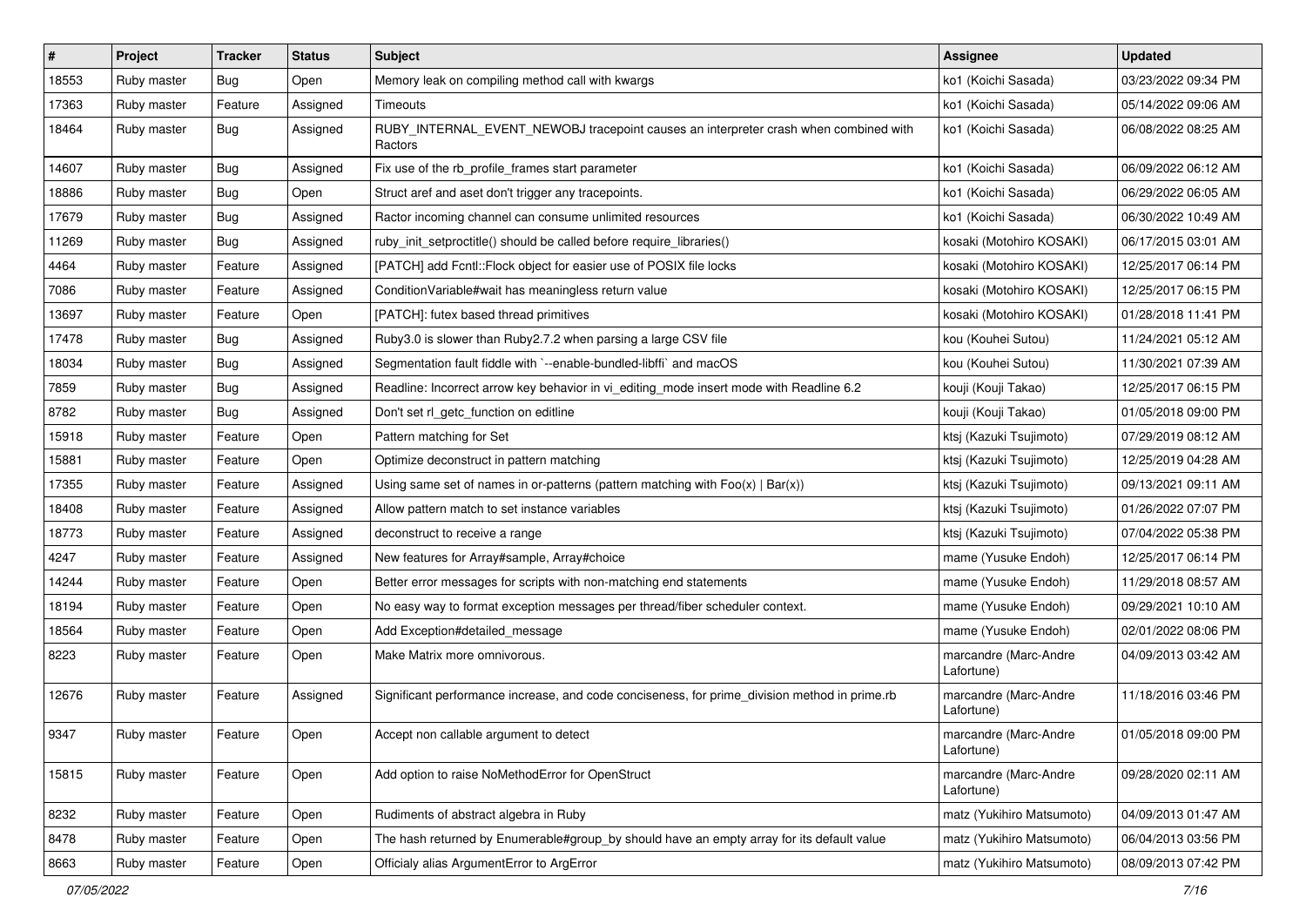| # | Project | Tracker | Status | Subject | Assignee | Updated |
|---|---|---|---|---|---|---|
| 18553 | Ruby master | Bug | Open | Memory leak on compiling method call with kwargs | ko1 (Koichi Sasada) | 03/23/2022 09:34 PM |
| 17363 | Ruby master | Feature | Assigned | Timeouts | ko1 (Koichi Sasada) | 05/14/2022 09:06 AM |
| 18464 | Ruby master | Bug | Assigned | RUBY_INTERNAL_EVENT_NEWOBJ tracepoint causes an interpreter crash when combined with Ractors | ko1 (Koichi Sasada) | 06/08/2022 08:25 AM |
| 14607 | Ruby master | Bug | Assigned | Fix use of the rb_profile_frames start parameter | ko1 (Koichi Sasada) | 06/09/2022 06:12 AM |
| 18886 | Ruby master | Bug | Open | Struct aref and aset don't trigger any tracepoints. | ko1 (Koichi Sasada) | 06/29/2022 06:05 AM |
| 17679 | Ruby master | Bug | Assigned | Ractor incoming channel can consume unlimited resources | ko1 (Koichi Sasada) | 06/30/2022 10:49 AM |
| 11269 | Ruby master | Bug | Assigned | ruby_init_setproctitle() should be called before require_libraries() | kosaki (Motohiro KOSAKI) | 06/17/2015 03:01 AM |
| 4464 | Ruby master | Feature | Assigned | [PATCH] add Fcntl::Flock object for easier use of POSIX file locks | kosaki (Motohiro KOSAKI) | 12/25/2017 06:14 PM |
| 7086 | Ruby master | Feature | Assigned | ConditionVariable#wait has meaningless return value | kosaki (Motohiro KOSAKI) | 12/25/2017 06:15 PM |
| 13697 | Ruby master | Feature | Open | [PATCH]: futex based thread primitives | kosaki (Motohiro KOSAKI) | 01/28/2018 11:41 PM |
| 17478 | Ruby master | Bug | Assigned | Ruby3.0 is slower than Ruby2.7.2 when parsing a large CSV file | kou (Kouhei Sutou) | 11/24/2021 05:12 AM |
| 18034 | Ruby master | Bug | Assigned | Segmentation fault fiddle with `--enable-bundled-libffi` and macOS | kou (Kouhei Sutou) | 11/30/2021 07:39 AM |
| 7859 | Ruby master | Bug | Assigned | Readline: Incorrect arrow key behavior in vi_editing_mode insert mode with Readline 6.2 | kouji (Kouji Takao) | 12/25/2017 06:15 PM |
| 8782 | Ruby master | Bug | Assigned | Don't set rl_getc_function on editline | kouji (Kouji Takao) | 01/05/2018 09:00 PM |
| 15918 | Ruby master | Feature | Open | Pattern matching for Set | ktsj (Kazuki Tsujimoto) | 07/29/2019 08:12 AM |
| 15881 | Ruby master | Feature | Open | Optimize deconstruct in pattern matching | ktsj (Kazuki Tsujimoto) | 12/25/2019 04:28 AM |
| 17355 | Ruby master | Feature | Assigned | Using same set of names in or-patterns (pattern matching with Foo(x) \| Bar(x)) | ktsj (Kazuki Tsujimoto) | 09/13/2021 09:11 AM |
| 18408 | Ruby master | Feature | Assigned | Allow pattern match to set instance variables | ktsj (Kazuki Tsujimoto) | 01/26/2022 07:07 PM |
| 18773 | Ruby master | Feature | Assigned | deconstruct to receive a range | ktsj (Kazuki Tsujimoto) | 07/04/2022 05:38 PM |
| 4247 | Ruby master | Feature | Assigned | New features for Array#sample, Array#choice | mame (Yusuke Endoh) | 12/25/2017 06:14 PM |
| 14244 | Ruby master | Feature | Open | Better error messages for scripts with non-matching end statements | mame (Yusuke Endoh) | 11/29/2018 08:57 AM |
| 18194 | Ruby master | Feature | Open | No easy way to format exception messages per thread/fiber scheduler context. | mame (Yusuke Endoh) | 09/29/2021 10:10 AM |
| 18564 | Ruby master | Feature | Open | Add Exception#detailed_message | mame (Yusuke Endoh) | 02/01/2022 08:06 PM |
| 8223 | Ruby master | Feature | Open | Make Matrix more omnivorous. | marcandre (Marc-Andre Lafortune) | 04/09/2013 03:42 AM |
| 12676 | Ruby master | Feature | Assigned | Significant performance increase, and code conciseness, for prime_division method in prime.rb | marcandre (Marc-Andre Lafortune) | 11/18/2016 03:46 PM |
| 9347 | Ruby master | Feature | Open | Accept non callable argument to detect | marcandre (Marc-Andre Lafortune) | 01/05/2018 09:00 PM |
| 15815 | Ruby master | Feature | Open | Add option to raise NoMethodError for OpenStruct | marcandre (Marc-Andre Lafortune) | 09/28/2020 02:11 AM |
| 8232 | Ruby master | Feature | Open | Rudiments of abstract algebra in Ruby | matz (Yukihiro Matsumoto) | 04/09/2013 01:47 AM |
| 8478 | Ruby master | Feature | Open | The hash returned by Enumerable#group_by should have an empty array for its default value | matz (Yukihiro Matsumoto) | 06/04/2013 03:56 PM |
| 8663 | Ruby master | Feature | Open | Officialy alias ArgumentError to ArgError | matz (Yukihiro Matsumoto) | 08/09/2013 07:42 PM |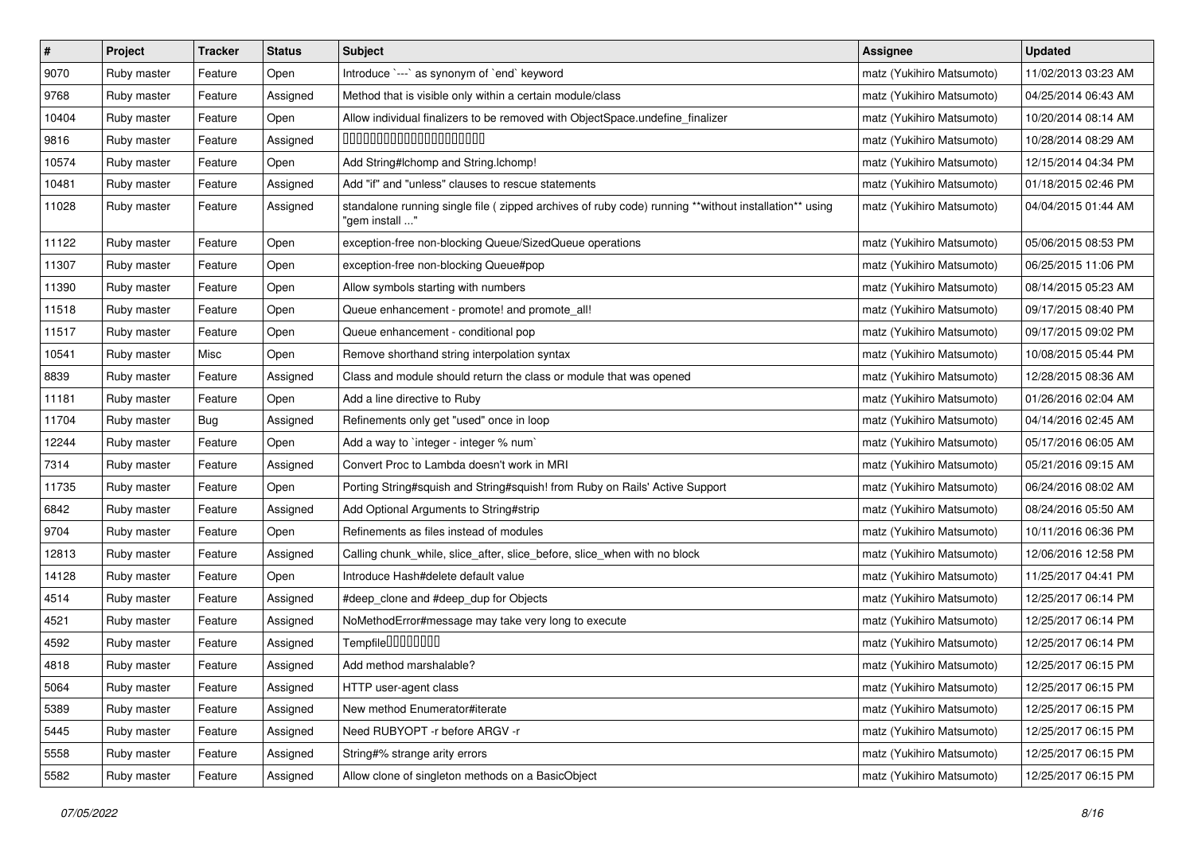| # | Project | Tracker | Status | Subject | Assignee | Updated |
|---|---|---|---|---|---|---|
| 9070 | Ruby master | Feature | Open | Introduce `---` as synonym of `end` keyword | matz (Yukihiro Matsumoto) | 11/02/2013 03:23 AM |
| 9768 | Ruby master | Feature | Assigned | Method that is visible only within a certain module/class | matz (Yukihiro Matsumoto) | 04/25/2014 06:43 AM |
| 10404 | Ruby master | Feature | Open | Allow individual finalizers to be removed with ObjectSpace.undefine_finalizer | matz (Yukihiro Matsumoto) | 10/20/2014 08:14 AM |
| 9816 | Ruby master | Feature | Assigned | 00000000000000000000 | matz (Yukihiro Matsumoto) | 10/28/2014 08:29 AM |
| 10574 | Ruby master | Feature | Open | Add String#lchomp and String.lchomp! | matz (Yukihiro Matsumoto) | 12/15/2014 04:34 PM |
| 10481 | Ruby master | Feature | Assigned | Add "if" and "unless" clauses to rescue statements | matz (Yukihiro Matsumoto) | 01/18/2015 02:46 PM |
| 11028 | Ruby master | Feature | Assigned | standalone running single file ( zipped archives of ruby code) running **without installation** using "gem install ..." | matz (Yukihiro Matsumoto) | 04/04/2015 01:44 AM |
| 11122 | Ruby master | Feature | Open | exception-free non-blocking Queue/SizedQueue operations | matz (Yukihiro Matsumoto) | 05/06/2015 08:53 PM |
| 11307 | Ruby master | Feature | Open | exception-free non-blocking Queue#pop | matz (Yukihiro Matsumoto) | 06/25/2015 11:06 PM |
| 11390 | Ruby master | Feature | Open | Allow symbols starting with numbers | matz (Yukihiro Matsumoto) | 08/14/2015 05:23 AM |
| 11518 | Ruby master | Feature | Open | Queue enhancement - promote! and promote_all! | matz (Yukihiro Matsumoto) | 09/17/2015 08:40 PM |
| 11517 | Ruby master | Feature | Open | Queue enhancement - conditional pop | matz (Yukihiro Matsumoto) | 09/17/2015 09:02 PM |
| 10541 | Ruby master | Misc | Open | Remove shorthand string interpolation syntax | matz (Yukihiro Matsumoto) | 10/08/2015 05:44 PM |
| 8839 | Ruby master | Feature | Assigned | Class and module should return the class or module that was opened | matz (Yukihiro Matsumoto) | 12/28/2015 08:36 AM |
| 11181 | Ruby master | Feature | Open | Add a line directive to Ruby | matz (Yukihiro Matsumoto) | 01/26/2016 02:04 AM |
| 11704 | Ruby master | Bug | Assigned | Refinements only get "used" once in loop | matz (Yukihiro Matsumoto) | 04/14/2016 02:45 AM |
| 12244 | Ruby master | Feature | Open | Add a way to `integer - integer % num` | matz (Yukihiro Matsumoto) | 05/17/2016 06:05 AM |
| 7314 | Ruby master | Feature | Assigned | Convert Proc to Lambda doesn't work in MRI | matz (Yukihiro Matsumoto) | 05/21/2016 09:15 AM |
| 11735 | Ruby master | Feature | Open | Porting String#squish and String#squish! from Ruby on Rails' Active Support | matz (Yukihiro Matsumoto) | 06/24/2016 08:02 AM |
| 6842 | Ruby master | Feature | Assigned | Add Optional Arguments to String#strip | matz (Yukihiro Matsumoto) | 08/24/2016 05:50 AM |
| 9704 | Ruby master | Feature | Open | Refinements as files instead of modules | matz (Yukihiro Matsumoto) | 10/11/2016 06:36 PM |
| 12813 | Ruby master | Feature | Assigned | Calling chunk_while, slice_after, slice_before, slice_when with no block | matz (Yukihiro Matsumoto) | 12/06/2016 12:58 PM |
| 14128 | Ruby master | Feature | Open | Introduce Hash#delete default value | matz (Yukihiro Matsumoto) | 11/25/2017 04:41 PM |
| 4514 | Ruby master | Feature | Assigned | #deep_clone and #deep_dup for Objects | matz (Yukihiro Matsumoto) | 12/25/2017 06:14 PM |
| 4521 | Ruby master | Feature | Assigned | NoMethodError#message may take very long to execute | matz (Yukihiro Matsumoto) | 12/25/2017 06:14 PM |
| 4592 | Ruby master | Feature | Assigned | Tempfile00000000 | matz (Yukihiro Matsumoto) | 12/25/2017 06:14 PM |
| 4818 | Ruby master | Feature | Assigned | Add method marshalable? | matz (Yukihiro Matsumoto) | 12/25/2017 06:15 PM |
| 5064 | Ruby master | Feature | Assigned | HTTP user-agent class | matz (Yukihiro Matsumoto) | 12/25/2017 06:15 PM |
| 5389 | Ruby master | Feature | Assigned | New method Enumerator#iterate | matz (Yukihiro Matsumoto) | 12/25/2017 06:15 PM |
| 5445 | Ruby master | Feature | Assigned | Need RUBYOPT -r before ARGV -r | matz (Yukihiro Matsumoto) | 12/25/2017 06:15 PM |
| 5558 | Ruby master | Feature | Assigned | String#% strange arity errors | matz (Yukihiro Matsumoto) | 12/25/2017 06:15 PM |
| 5582 | Ruby master | Feature | Assigned | Allow clone of singleton methods on a BasicObject | matz (Yukihiro Matsumoto) | 12/25/2017 06:15 PM |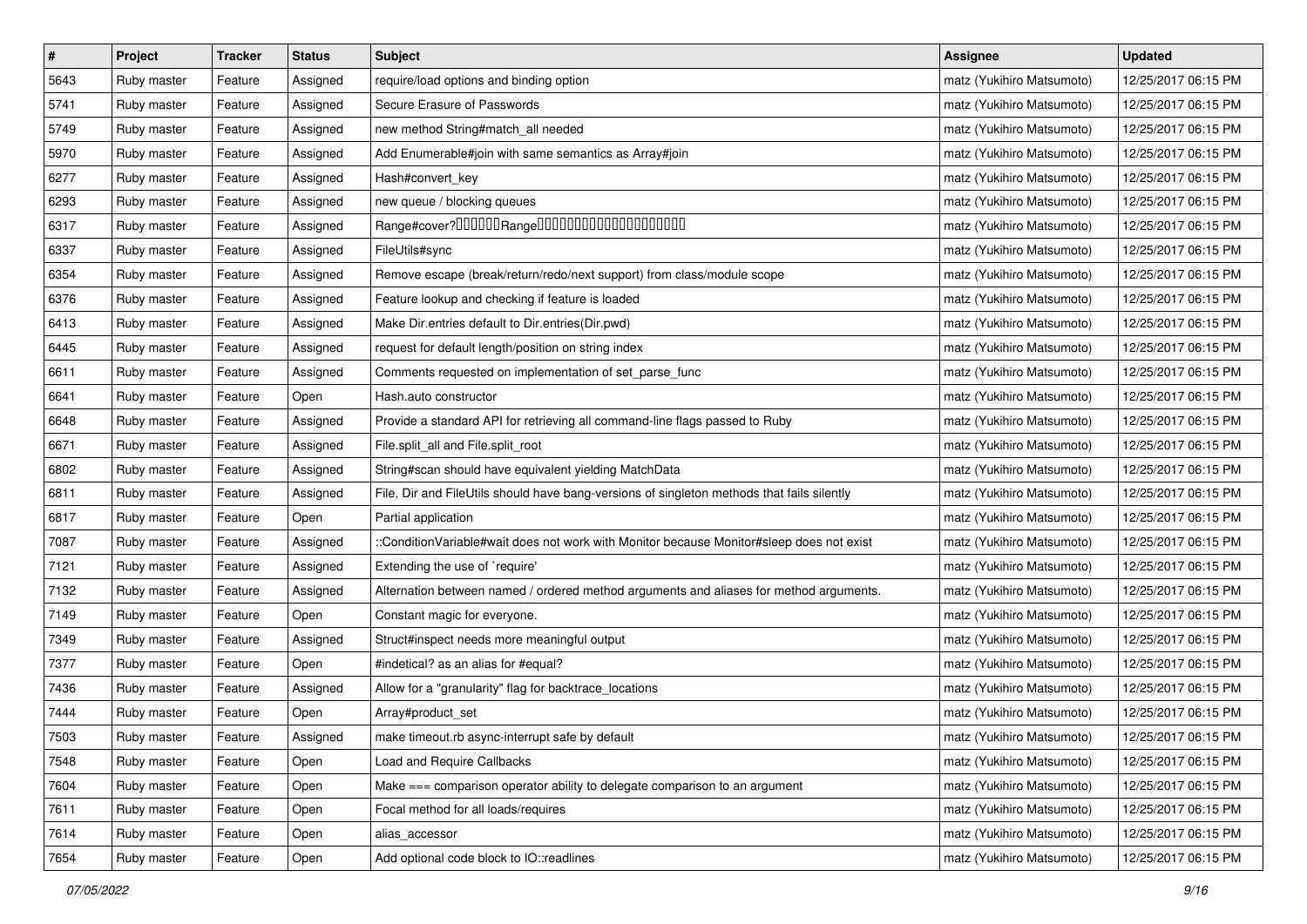| # | Project | Tracker | Status | Subject | Assignee | Updated |
|---|---|---|---|---|---|---|
| 5643 | Ruby master | Feature | Assigned | require/load options and binding option | matz (Yukihiro Matsumoto) | 12/25/2017 06:15 PM |
| 5741 | Ruby master | Feature | Assigned | Secure Erasure of Passwords | matz (Yukihiro Matsumoto) | 12/25/2017 06:15 PM |
| 5749 | Ruby master | Feature | Assigned | new method String#match_all needed | matz (Yukihiro Matsumoto) | 12/25/2017 06:15 PM |
| 5970 | Ruby master | Feature | Assigned | Add Enumerable#join with same semantics as Array#join | matz (Yukihiro Matsumoto) | 12/25/2017 06:15 PM |
| 6277 | Ruby master | Feature | Assigned | Hash#convert_key | matz (Yukihiro Matsumoto) | 12/25/2017 06:15 PM |
| 6293 | Ruby master | Feature | Assigned | new queue / blocking queues | matz (Yukihiro Matsumoto) | 12/25/2017 06:15 PM |
| 6317 | Ruby master | Feature | Assigned | Range#cover?□□□□□□Range□□□□□□□□□□□□□□□□□□□□ | matz (Yukihiro Matsumoto) | 12/25/2017 06:15 PM |
| 6337 | Ruby master | Feature | Assigned | FileUtils#sync | matz (Yukihiro Matsumoto) | 12/25/2017 06:15 PM |
| 6354 | Ruby master | Feature | Assigned | Remove escape (break/return/redo/next support) from class/module scope | matz (Yukihiro Matsumoto) | 12/25/2017 06:15 PM |
| 6376 | Ruby master | Feature | Assigned | Feature lookup and checking if feature is loaded | matz (Yukihiro Matsumoto) | 12/25/2017 06:15 PM |
| 6413 | Ruby master | Feature | Assigned | Make Dir.entries default to Dir.entries(Dir.pwd) | matz (Yukihiro Matsumoto) | 12/25/2017 06:15 PM |
| 6445 | Ruby master | Feature | Assigned | request for default length/position on string index | matz (Yukihiro Matsumoto) | 12/25/2017 06:15 PM |
| 6611 | Ruby master | Feature | Assigned | Comments requested on implementation of set_parse_func | matz (Yukihiro Matsumoto) | 12/25/2017 06:15 PM |
| 6641 | Ruby master | Feature | Open | Hash.auto constructor | matz (Yukihiro Matsumoto) | 12/25/2017 06:15 PM |
| 6648 | Ruby master | Feature | Assigned | Provide a standard API for retrieving all command-line flags passed to Ruby | matz (Yukihiro Matsumoto) | 12/25/2017 06:15 PM |
| 6671 | Ruby master | Feature | Assigned | File.split_all and File.split_root | matz (Yukihiro Matsumoto) | 12/25/2017 06:15 PM |
| 6802 | Ruby master | Feature | Assigned | String#scan should have equivalent yielding MatchData | matz (Yukihiro Matsumoto) | 12/25/2017 06:15 PM |
| 6811 | Ruby master | Feature | Assigned | File, Dir and FileUtils should have bang-versions of singleton methods that fails silently | matz (Yukihiro Matsumoto) | 12/25/2017 06:15 PM |
| 6817 | Ruby master | Feature | Open | Partial application | matz (Yukihiro Matsumoto) | 12/25/2017 06:15 PM |
| 7087 | Ruby master | Feature | Assigned | ::ConditionVariable#wait does not work with Monitor because Monitor#sleep does not exist | matz (Yukihiro Matsumoto) | 12/25/2017 06:15 PM |
| 7121 | Ruby master | Feature | Assigned | Extending the use of `require' | matz (Yukihiro Matsumoto) | 12/25/2017 06:15 PM |
| 7132 | Ruby master | Feature | Assigned | Alternation between named / ordered method arguments and aliases for method arguments. | matz (Yukihiro Matsumoto) | 12/25/2017 06:15 PM |
| 7149 | Ruby master | Feature | Open | Constant magic for everyone. | matz (Yukihiro Matsumoto) | 12/25/2017 06:15 PM |
| 7349 | Ruby master | Feature | Assigned | Struct#inspect needs more meaningful output | matz (Yukihiro Matsumoto) | 12/25/2017 06:15 PM |
| 7377 | Ruby master | Feature | Open | #indetical? as an alias for #equal? | matz (Yukihiro Matsumoto) | 12/25/2017 06:15 PM |
| 7436 | Ruby master | Feature | Assigned | Allow for a "granularity" flag for backtrace_locations | matz (Yukihiro Matsumoto) | 12/25/2017 06:15 PM |
| 7444 | Ruby master | Feature | Open | Array#product_set | matz (Yukihiro Matsumoto) | 12/25/2017 06:15 PM |
| 7503 | Ruby master | Feature | Assigned | make timeout.rb async-interrupt safe by default | matz (Yukihiro Matsumoto) | 12/25/2017 06:15 PM |
| 7548 | Ruby master | Feature | Open | Load and Require Callbacks | matz (Yukihiro Matsumoto) | 12/25/2017 06:15 PM |
| 7604 | Ruby master | Feature | Open | Make === comparison operator ability to delegate comparison to an argument | matz (Yukihiro Matsumoto) | 12/25/2017 06:15 PM |
| 7611 | Ruby master | Feature | Open | Focal method for all loads/requires | matz (Yukihiro Matsumoto) | 12/25/2017 06:15 PM |
| 7614 | Ruby master | Feature | Open | alias_accessor | matz (Yukihiro Matsumoto) | 12/25/2017 06:15 PM |
| 7654 | Ruby master | Feature | Open | Add optional code block to IO::readlines | matz (Yukihiro Matsumoto) | 12/25/2017 06:15 PM |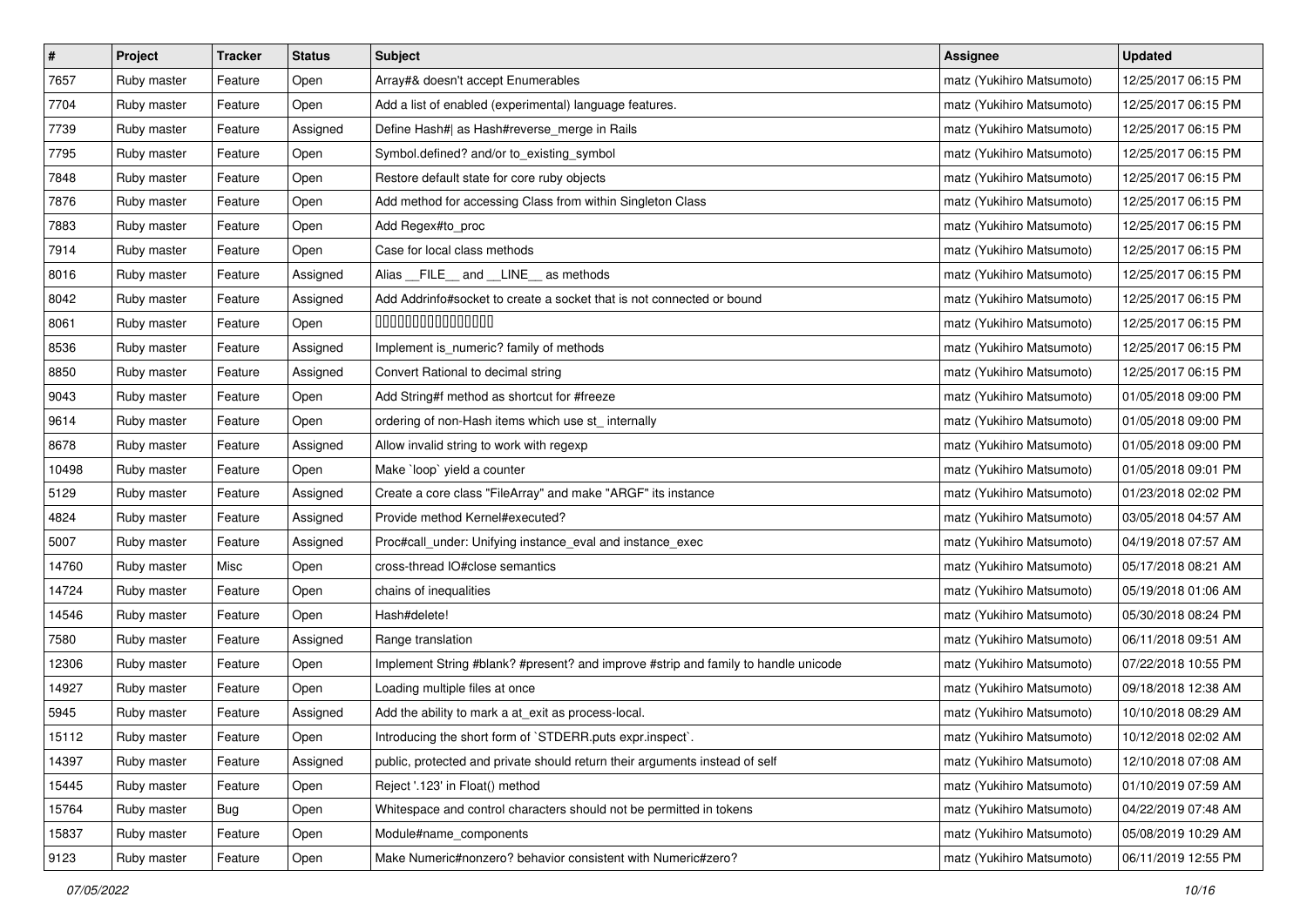| # | Project | Tracker | Status | Subject | Assignee | Updated |
|---|---|---|---|---|---|---|
| 7657 | Ruby master | Feature | Open | Array#& doesn't accept Enumerables | matz (Yukihiro Matsumoto) | 12/25/2017 06:15 PM |
| 7704 | Ruby master | Feature | Open | Add a list of enabled (experimental) language features. | matz (Yukihiro Matsumoto) | 12/25/2017 06:15 PM |
| 7739 | Ruby master | Feature | Assigned | Define Hash#| as Hash#reverse_merge in Rails | matz (Yukihiro Matsumoto) | 12/25/2017 06:15 PM |
| 7795 | Ruby master | Feature | Open | Symbol.defined? and/or to_existing_symbol | matz (Yukihiro Matsumoto) | 12/25/2017 06:15 PM |
| 7848 | Ruby master | Feature | Open | Restore default state for core ruby objects | matz (Yukihiro Matsumoto) | 12/25/2017 06:15 PM |
| 7876 | Ruby master | Feature | Open | Add method for accessing Class from within Singleton Class | matz (Yukihiro Matsumoto) | 12/25/2017 06:15 PM |
| 7883 | Ruby master | Feature | Open | Add Regex#to_proc | matz (Yukihiro Matsumoto) | 12/25/2017 06:15 PM |
| 7914 | Ruby master | Feature | Open | Case for local class methods | matz (Yukihiro Matsumoto) | 12/25/2017 06:15 PM |
| 8016 | Ruby master | Feature | Assigned | Alias __FILE__ and __LINE__ as methods | matz (Yukihiro Matsumoto) | 12/25/2017 06:15 PM |
| 8042 | Ruby master | Feature | Assigned | Add Addrinfo#socket to create a socket that is not connected or bound | matz (Yukihiro Matsumoto) | 12/25/2017 06:15 PM |
| 8061 | Ruby master | Feature | Open | 0000000000000000 | matz (Yukihiro Matsumoto) | 12/25/2017 06:15 PM |
| 8536 | Ruby master | Feature | Assigned | Implement is_numeric? family of methods | matz (Yukihiro Matsumoto) | 12/25/2017 06:15 PM |
| 8850 | Ruby master | Feature | Assigned | Convert Rational to decimal string | matz (Yukihiro Matsumoto) | 12/25/2017 06:15 PM |
| 9043 | Ruby master | Feature | Open | Add String#f method as shortcut for #freeze | matz (Yukihiro Matsumoto) | 01/05/2018 09:00 PM |
| 9614 | Ruby master | Feature | Open | ordering of non-Hash items which use st_ internally | matz (Yukihiro Matsumoto) | 01/05/2018 09:00 PM |
| 8678 | Ruby master | Feature | Assigned | Allow invalid string to work with regexp | matz (Yukihiro Matsumoto) | 01/05/2018 09:00 PM |
| 10498 | Ruby master | Feature | Open | Make `loop` yield a counter | matz (Yukihiro Matsumoto) | 01/05/2018 09:01 PM |
| 5129 | Ruby master | Feature | Assigned | Create a core class "FileArray" and make "ARGF" its instance | matz (Yukihiro Matsumoto) | 01/23/2018 02:02 PM |
| 4824 | Ruby master | Feature | Assigned | Provide method Kernel#executed? | matz (Yukihiro Matsumoto) | 03/05/2018 04:57 AM |
| 5007 | Ruby master | Feature | Assigned | Proc#call_under: Unifying instance_eval and instance_exec | matz (Yukihiro Matsumoto) | 04/19/2018 07:57 AM |
| 14760 | Ruby master | Misc | Open | cross-thread IO#close semantics | matz (Yukihiro Matsumoto) | 05/17/2018 08:21 AM |
| 14724 | Ruby master | Feature | Open | chains of inequalities | matz (Yukihiro Matsumoto) | 05/19/2018 01:06 AM |
| 14546 | Ruby master | Feature | Open | Hash#delete! | matz (Yukihiro Matsumoto) | 05/30/2018 08:24 PM |
| 7580 | Ruby master | Feature | Assigned | Range translation | matz (Yukihiro Matsumoto) | 06/11/2018 09:51 AM |
| 12306 | Ruby master | Feature | Open | Implement String #blank? #present? and improve #strip and family to handle unicode | matz (Yukihiro Matsumoto) | 07/22/2018 10:55 PM |
| 14927 | Ruby master | Feature | Open | Loading multiple files at once | matz (Yukihiro Matsumoto) | 09/18/2018 12:38 AM |
| 5945 | Ruby master | Feature | Assigned | Add the ability to mark a at_exit as process-local. | matz (Yukihiro Matsumoto) | 10/10/2018 08:29 AM |
| 15112 | Ruby master | Feature | Open | Introducing the short form of `STDERR.puts expr.inspect`. | matz (Yukihiro Matsumoto) | 10/12/2018 02:02 AM |
| 14397 | Ruby master | Feature | Assigned | public, protected and private should return their arguments instead of self | matz (Yukihiro Matsumoto) | 12/10/2018 07:08 AM |
| 15445 | Ruby master | Feature | Open | Reject '.123' in Float() method | matz (Yukihiro Matsumoto) | 01/10/2019 07:59 AM |
| 15764 | Ruby master | Bug | Open | Whitespace and control characters should not be permitted in tokens | matz (Yukihiro Matsumoto) | 04/22/2019 07:48 AM |
| 15837 | Ruby master | Feature | Open | Module#name_components | matz (Yukihiro Matsumoto) | 05/08/2019 10:29 AM |
| 9123 | Ruby master | Feature | Open | Make Numeric#nonzero? behavior consistent with Numeric#zero? | matz (Yukihiro Matsumoto) | 06/11/2019 12:55 PM |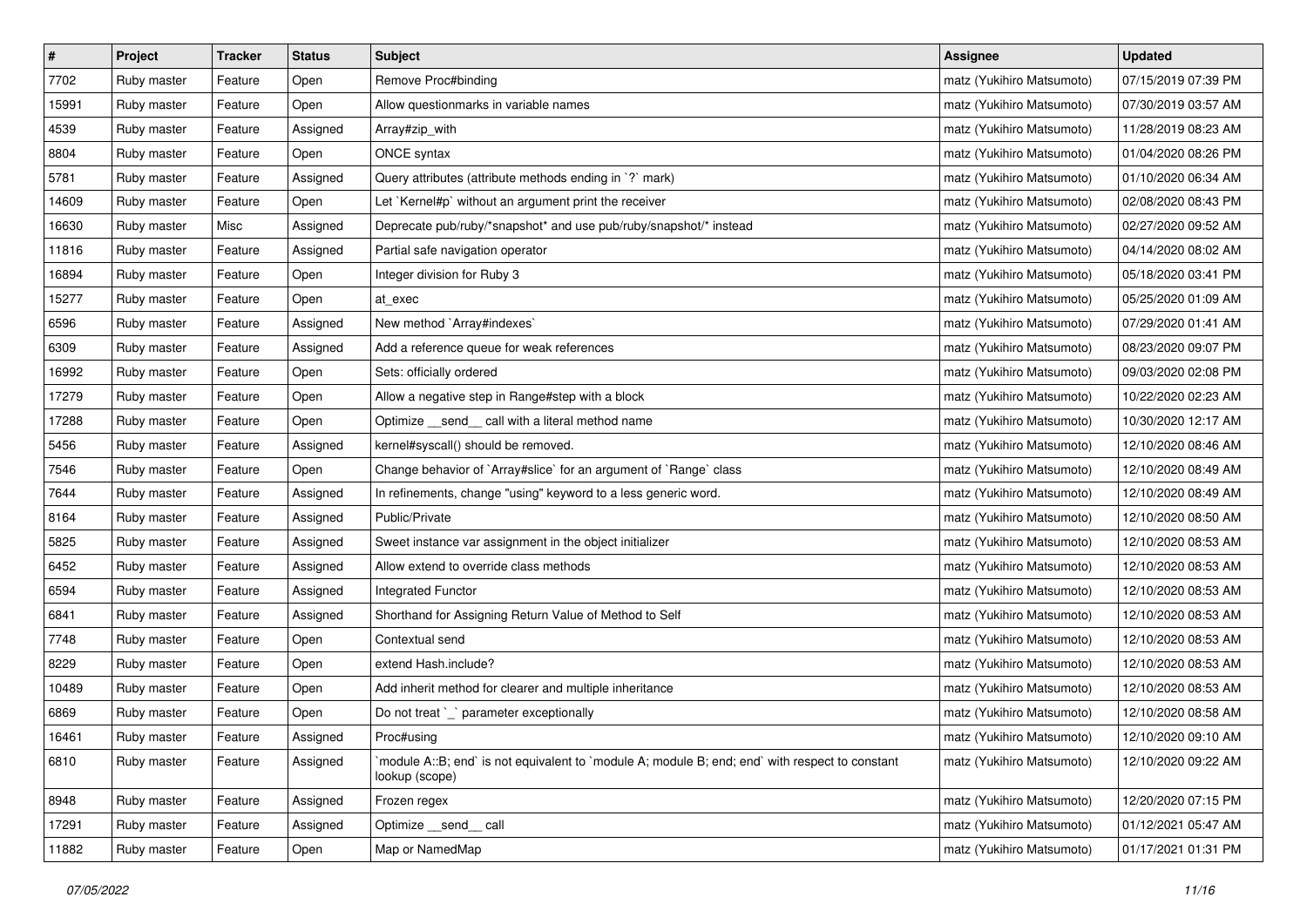| # | Project | Tracker | Status | Subject | Assignee | Updated |
|---|---|---|---|---|---|---|
| 7702 | Ruby master | Feature | Open | Remove Proc#binding | matz (Yukihiro Matsumoto) | 07/15/2019 07:39 PM |
| 15991 | Ruby master | Feature | Open | Allow questionmarks in variable names | matz (Yukihiro Matsumoto) | 07/30/2019 03:57 AM |
| 4539 | Ruby master | Feature | Assigned | Array#zip_with | matz (Yukihiro Matsumoto) | 11/28/2019 08:23 AM |
| 8804 | Ruby master | Feature | Open | ONCE syntax | matz (Yukihiro Matsumoto) | 01/04/2020 08:26 PM |
| 5781 | Ruby master | Feature | Assigned | Query attributes (attribute methods ending in `?` mark) | matz (Yukihiro Matsumoto) | 01/10/2020 06:34 AM |
| 14609 | Ruby master | Feature | Open | Let `Kernel#p` without an argument print the receiver | matz (Yukihiro Matsumoto) | 02/08/2020 08:43 PM |
| 16630 | Ruby master | Misc | Assigned | Deprecate pub/ruby/*snapshot* and use pub/ruby/snapshot/* instead | matz (Yukihiro Matsumoto) | 02/27/2020 09:52 AM |
| 11816 | Ruby master | Feature | Assigned | Partial safe navigation operator | matz (Yukihiro Matsumoto) | 04/14/2020 08:02 AM |
| 16894 | Ruby master | Feature | Open | Integer division for Ruby 3 | matz (Yukihiro Matsumoto) | 05/18/2020 03:41 PM |
| 15277 | Ruby master | Feature | Open | at_exec | matz (Yukihiro Matsumoto) | 05/25/2020 01:09 AM |
| 6596 | Ruby master | Feature | Assigned | New method `Array#indexes` | matz (Yukihiro Matsumoto) | 07/29/2020 01:41 AM |
| 6309 | Ruby master | Feature | Assigned | Add a reference queue for weak references | matz (Yukihiro Matsumoto) | 08/23/2020 09:07 PM |
| 16992 | Ruby master | Feature | Open | Sets: officially ordered | matz (Yukihiro Matsumoto) | 09/03/2020 02:08 PM |
| 17279 | Ruby master | Feature | Open | Allow a negative step in Range#step with a block | matz (Yukihiro Matsumoto) | 10/22/2020 02:23 AM |
| 17288 | Ruby master | Feature | Open | Optimize __send__ call with a literal method name | matz (Yukihiro Matsumoto) | 10/30/2020 12:17 AM |
| 5456 | Ruby master | Feature | Assigned | kernel#syscall() should be removed. | matz (Yukihiro Matsumoto) | 12/10/2020 08:46 AM |
| 7546 | Ruby master | Feature | Open | Change behavior of `Array#slice` for an argument of `Range` class | matz (Yukihiro Matsumoto) | 12/10/2020 08:49 AM |
| 7644 | Ruby master | Feature | Assigned | In refinements, change "using" keyword to a less generic word. | matz (Yukihiro Matsumoto) | 12/10/2020 08:49 AM |
| 8164 | Ruby master | Feature | Assigned | Public/Private | matz (Yukihiro Matsumoto) | 12/10/2020 08:50 AM |
| 5825 | Ruby master | Feature | Assigned | Sweet instance var assignment in the object initializer | matz (Yukihiro Matsumoto) | 12/10/2020 08:53 AM |
| 6452 | Ruby master | Feature | Assigned | Allow extend to override class methods | matz (Yukihiro Matsumoto) | 12/10/2020 08:53 AM |
| 6594 | Ruby master | Feature | Assigned | Integrated Functor | matz (Yukihiro Matsumoto) | 12/10/2020 08:53 AM |
| 6841 | Ruby master | Feature | Assigned | Shorthand for Assigning Return Value of Method to Self | matz (Yukihiro Matsumoto) | 12/10/2020 08:53 AM |
| 7748 | Ruby master | Feature | Open | Contextual send | matz (Yukihiro Matsumoto) | 12/10/2020 08:53 AM |
| 8229 | Ruby master | Feature | Open | extend Hash.include? | matz (Yukihiro Matsumoto) | 12/10/2020 08:53 AM |
| 10489 | Ruby master | Feature | Open | Add inherit method for clearer and multiple inheritance | matz (Yukihiro Matsumoto) | 12/10/2020 08:53 AM |
| 6869 | Ruby master | Feature | Open | Do not treat `_` parameter exceptionally | matz (Yukihiro Matsumoto) | 12/10/2020 08:58 AM |
| 16461 | Ruby master | Feature | Assigned | Proc#using | matz (Yukihiro Matsumoto) | 12/10/2020 09:10 AM |
| 6810 | Ruby master | Feature | Assigned | `module A::B; end` is not equivalent to `module A; module B; end; end` with respect to constant lookup (scope) | matz (Yukihiro Matsumoto) | 12/10/2020 09:22 AM |
| 8948 | Ruby master | Feature | Assigned | Frozen regex | matz (Yukihiro Matsumoto) | 12/20/2020 07:15 PM |
| 17291 | Ruby master | Feature | Assigned | Optimize __send__ call | matz (Yukihiro Matsumoto) | 01/12/2021 05:47 AM |
| 11882 | Ruby master | Feature | Open | Map or NamedMap | matz (Yukihiro Matsumoto) | 01/17/2021 01:31 PM |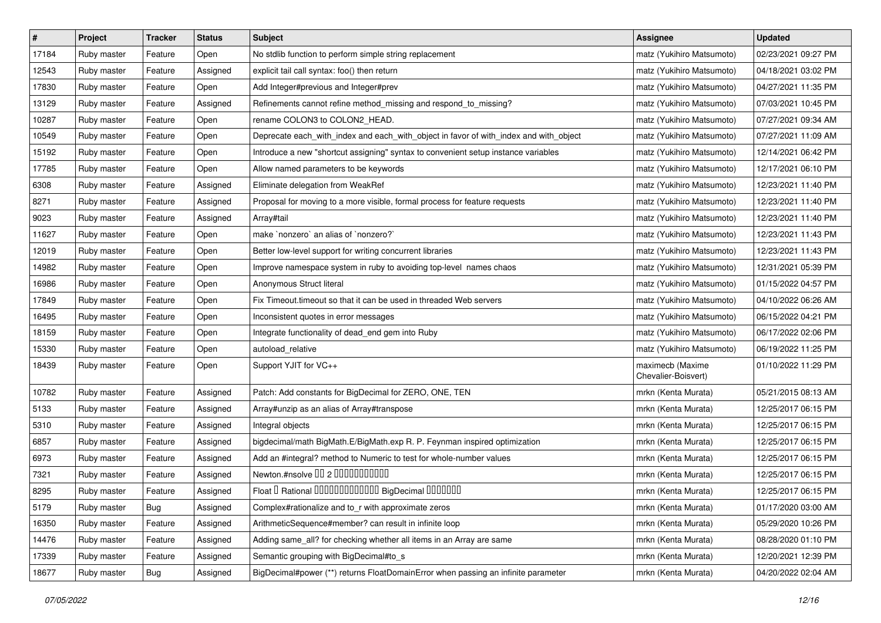| # | Project | Tracker | Status | Subject | Assignee | Updated |
|---|---|---|---|---|---|---|
| 17184 | Ruby master | Feature | Open | No stdlib function to perform simple string replacement | matz (Yukihiro Matsumoto) | 02/23/2021 09:27 PM |
| 12543 | Ruby master | Feature | Assigned | explicit tail call syntax: foo() then return | matz (Yukihiro Matsumoto) | 04/18/2021 03:02 PM |
| 17830 | Ruby master | Feature | Open | Add Integer#previous and Integer#prev | matz (Yukihiro Matsumoto) | 04/27/2021 11:35 PM |
| 13129 | Ruby master | Feature | Assigned | Refinements cannot refine method_missing and respond_to_missing? | matz (Yukihiro Matsumoto) | 07/03/2021 10:45 PM |
| 10287 | Ruby master | Feature | Open | rename COLON3 to COLON2_HEAD. | matz (Yukihiro Matsumoto) | 07/27/2021 09:34 AM |
| 10549 | Ruby master | Feature | Open | Deprecate each_with_index and each_with_object in favor of with_index and with_object | matz (Yukihiro Matsumoto) | 07/27/2021 11:09 AM |
| 15192 | Ruby master | Feature | Open | Introduce a new "shortcut assigning" syntax to convenient setup instance variables | matz (Yukihiro Matsumoto) | 12/14/2021 06:42 PM |
| 17785 | Ruby master | Feature | Open | Allow named parameters to be keywords | matz (Yukihiro Matsumoto) | 12/17/2021 06:10 PM |
| 6308 | Ruby master | Feature | Assigned | Eliminate delegation from WeakRef | matz (Yukihiro Matsumoto) | 12/23/2021 11:40 PM |
| 8271 | Ruby master | Feature | Assigned | Proposal for moving to a more visible, formal process for feature requests | matz (Yukihiro Matsumoto) | 12/23/2021 11:40 PM |
| 9023 | Ruby master | Feature | Assigned | Array#tail | matz (Yukihiro Matsumoto) | 12/23/2021 11:40 PM |
| 11627 | Ruby master | Feature | Open | make `nonzero` an alias of `nonzero?` | matz (Yukihiro Matsumoto) | 12/23/2021 11:43 PM |
| 12019 | Ruby master | Feature | Open | Better low-level support for writing concurrent libraries | matz (Yukihiro Matsumoto) | 12/23/2021 11:43 PM |
| 14982 | Ruby master | Feature | Open | Improve namespace system in ruby to avoiding top-level names chaos | matz (Yukihiro Matsumoto) | 12/31/2021 05:39 PM |
| 16986 | Ruby master | Feature | Open | Anonymous Struct literal | matz (Yukihiro Matsumoto) | 01/15/2022 04:57 PM |
| 17849 | Ruby master | Feature | Open | Fix Timeout.timeout so that it can be used in threaded Web servers | matz (Yukihiro Matsumoto) | 04/10/2022 06:26 AM |
| 16495 | Ruby master | Feature | Open | Inconsistent quotes in error messages | matz (Yukihiro Matsumoto) | 06/15/2022 04:21 PM |
| 18159 | Ruby master | Feature | Open | Integrate functionality of dead_end gem into Ruby | matz (Yukihiro Matsumoto) | 06/17/2022 02:06 PM |
| 15330 | Ruby master | Feature | Open | autoload_relative | matz (Yukihiro Matsumoto) | 06/19/2022 11:25 PM |
| 18439 | Ruby master | Feature | Open | Support YJIT for VC++ | maximecb (Maxime Chevalier-Boisvert) | 01/10/2022 11:29 PM |
| 10782 | Ruby master | Feature | Assigned | Patch: Add constants for BigDecimal for ZERO, ONE, TEN | mrkn (Kenta Murata) | 05/21/2015 08:13 AM |
| 5133 | Ruby master | Feature | Assigned | Array#unzip as an alias of Array#transpose | mrkn (Kenta Murata) | 12/25/2017 06:15 PM |
| 5310 | Ruby master | Feature | Assigned | Integral objects | mrkn (Kenta Murata) | 12/25/2017 06:15 PM |
| 6857 | Ruby master | Feature | Assigned | bigdecimal/math BigMath.E/BigMath.exp R. P. Feynman inspired optimization | mrkn (Kenta Murata) | 12/25/2017 06:15 PM |
| 6973 | Ruby master | Feature | Assigned | Add an #integral? method to Numeric to test for whole-number values | mrkn (Kenta Murata) | 12/25/2017 06:15 PM |
| 7321 | Ruby master | Feature | Assigned | Newton.#nsolve □□ 2 □□□□□□□□□□□ | mrkn (Kenta Murata) | 12/25/2017 06:15 PM |
| 8295 | Ruby master | Feature | Assigned | Float □ Rational □□□□□□□□□□□□□ BigDecimal □□□□□□□ | mrkn (Kenta Murata) | 12/25/2017 06:15 PM |
| 5179 | Ruby master | Bug | Assigned | Complex#rationalize and to_r with approximate zeros | mrkn (Kenta Murata) | 01/17/2020 03:00 AM |
| 16350 | Ruby master | Feature | Assigned | ArithmeticSequence#member? can result in infinite loop | mrkn (Kenta Murata) | 05/29/2020 10:26 PM |
| 14476 | Ruby master | Feature | Assigned | Adding same_all? for checking whether all items in an Array are same | mrkn (Kenta Murata) | 08/28/2020 01:10 PM |
| 17339 | Ruby master | Feature | Assigned | Semantic grouping with BigDecimal#to_s | mrkn (Kenta Murata) | 12/20/2021 12:39 PM |
| 18677 | Ruby master | Bug | Assigned | BigDecimal#power (**) returns FloatDomainError when passing an infinite parameter | mrkn (Kenta Murata) | 04/20/2022 02:04 AM |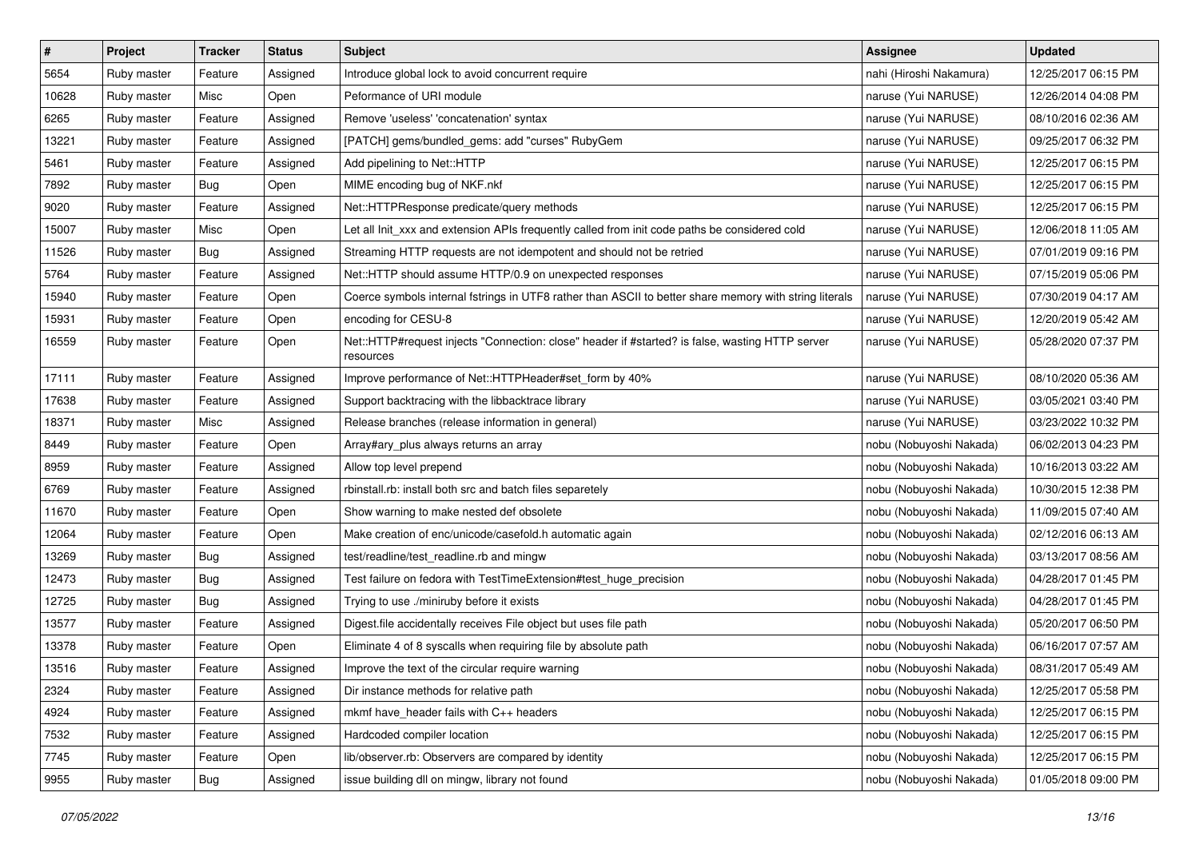| # | Project | Tracker | Status | Subject | Assignee | Updated |
|---|---|---|---|---|---|---|
| 5654 | Ruby master | Feature | Assigned | Introduce global lock to avoid concurrent require | nahi (Hiroshi Nakamura) | 12/25/2017 06:15 PM |
| 10628 | Ruby master | Misc | Open | Peformance of URI module | naruse (Yui NARUSE) | 12/26/2014 04:08 PM |
| 6265 | Ruby master | Feature | Assigned | Remove 'useless' 'concatenation' syntax | naruse (Yui NARUSE) | 08/10/2016 02:36 AM |
| 13221 | Ruby master | Feature | Assigned | [PATCH] gems/bundled_gems: add "curses" RubyGem | naruse (Yui NARUSE) | 09/25/2017 06:32 PM |
| 5461 | Ruby master | Feature | Assigned | Add pipelining to Net::HTTP | naruse (Yui NARUSE) | 12/25/2017 06:15 PM |
| 7892 | Ruby master | Bug | Open | MIME encoding bug of NKF.nkf | naruse (Yui NARUSE) | 12/25/2017 06:15 PM |
| 9020 | Ruby master | Feature | Assigned | Net::HTTPResponse predicate/query methods | naruse (Yui NARUSE) | 12/25/2017 06:15 PM |
| 15007 | Ruby master | Misc | Open | Let all Init_xxx and extension APIs frequently called from init code paths be considered cold | naruse (Yui NARUSE) | 12/06/2018 11:05 AM |
| 11526 | Ruby master | Bug | Assigned | Streaming HTTP requests are not idempotent and should not be retried | naruse (Yui NARUSE) | 07/01/2019 09:16 PM |
| 5764 | Ruby master | Feature | Assigned | Net::HTTP should assume HTTP/0.9 on unexpected responses | naruse (Yui NARUSE) | 07/15/2019 05:06 PM |
| 15940 | Ruby master | Feature | Open | Coerce symbols internal fstrings in UTF8 rather than ASCII to better share memory with string literals | naruse (Yui NARUSE) | 07/30/2019 04:17 AM |
| 15931 | Ruby master | Feature | Open | encoding for CESU-8 | naruse (Yui NARUSE) | 12/20/2019 05:42 AM |
| 16559 | Ruby master | Feature | Open | Net::HTTP#request injects "Connection: close" header if #started? is false, wasting HTTP server resources | naruse (Yui NARUSE) | 05/28/2020 07:37 PM |
| 17111 | Ruby master | Feature | Assigned | Improve performance of Net::HTTPHeader#set_form by 40% | naruse (Yui NARUSE) | 08/10/2020 05:36 AM |
| 17638 | Ruby master | Feature | Assigned | Support backtracing with the libbacktrace library | naruse (Yui NARUSE) | 03/05/2021 03:40 PM |
| 18371 | Ruby master | Misc | Assigned | Release branches (release information in general) | naruse (Yui NARUSE) | 03/23/2022 10:32 PM |
| 8449 | Ruby master | Feature | Open | Array#ary_plus always returns an array | nobu (Nobuyoshi Nakada) | 06/02/2013 04:23 PM |
| 8959 | Ruby master | Feature | Assigned | Allow top level prepend | nobu (Nobuyoshi Nakada) | 10/16/2013 03:22 AM |
| 6769 | Ruby master | Feature | Assigned | rbinstall.rb: install both src and batch files separetely | nobu (Nobuyoshi Nakada) | 10/30/2015 12:38 PM |
| 11670 | Ruby master | Feature | Open | Show warning to make nested def obsolete | nobu (Nobuyoshi Nakada) | 11/09/2015 07:40 AM |
| 12064 | Ruby master | Feature | Open | Make creation of enc/unicode/casefold.h automatic again | nobu (Nobuyoshi Nakada) | 02/12/2016 06:13 AM |
| 13269 | Ruby master | Bug | Assigned | test/readline/test_readline.rb and mingw | nobu (Nobuyoshi Nakada) | 03/13/2017 08:56 AM |
| 12473 | Ruby master | Bug | Assigned | Test failure on fedora with TestTimeExtension#test_huge_precision | nobu (Nobuyoshi Nakada) | 04/28/2017 01:45 PM |
| 12725 | Ruby master | Bug | Assigned | Trying to use ./miniruby before it exists | nobu (Nobuyoshi Nakada) | 04/28/2017 01:45 PM |
| 13577 | Ruby master | Feature | Assigned | Digest.file accidentally receives File object but uses file path | nobu (Nobuyoshi Nakada) | 05/20/2017 06:50 PM |
| 13378 | Ruby master | Feature | Open | Eliminate 4 of 8 syscalls when requiring file by absolute path | nobu (Nobuyoshi Nakada) | 06/16/2017 07:57 AM |
| 13516 | Ruby master | Feature | Assigned | Improve the text of the circular require warning | nobu (Nobuyoshi Nakada) | 08/31/2017 05:49 AM |
| 2324 | Ruby master | Feature | Assigned | Dir instance methods for relative path | nobu (Nobuyoshi Nakada) | 12/25/2017 05:58 PM |
| 4924 | Ruby master | Feature | Assigned | mkmf have_header fails with C++ headers | nobu (Nobuyoshi Nakada) | 12/25/2017 06:15 PM |
| 7532 | Ruby master | Feature | Assigned | Hardcoded compiler location | nobu (Nobuyoshi Nakada) | 12/25/2017 06:15 PM |
| 7745 | Ruby master | Feature | Open | lib/observer.rb: Observers are compared by identity | nobu (Nobuyoshi Nakada) | 12/25/2017 06:15 PM |
| 9955 | Ruby master | Bug | Assigned | issue building dll on mingw, library not found | nobu (Nobuyoshi Nakada) | 01/05/2018 09:00 PM |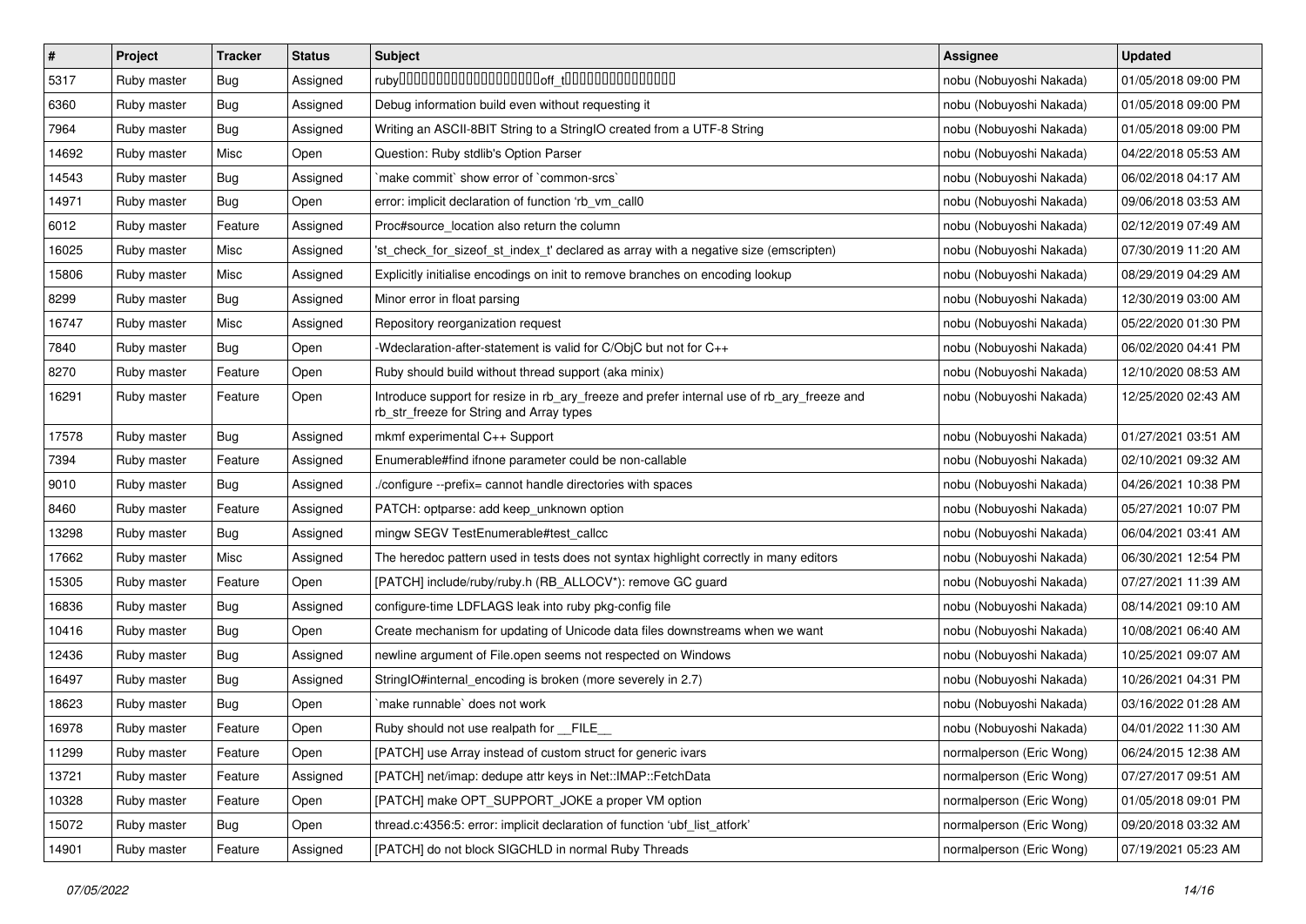| # | Project | Tracker | Status | Subject | Assignee | Updated |
|---|---|---|---|---|---|---|
| 5317 | Ruby master | Bug | Assigned | ruby▯▯▯▯▯▯▯▯▯▯▯▯▯▯▯▯▯▯▯▯off_t▯▯▯▯▯▯▯▯▯▯▯▯▯▯▯ | nobu (Nobuyoshi Nakada) | 01/05/2018 09:00 PM |
| 6360 | Ruby master | Bug | Assigned | Debug information build even without requesting it | nobu (Nobuyoshi Nakada) | 01/05/2018 09:00 PM |
| 7964 | Ruby master | Bug | Assigned | Writing an ASCII-8BIT String to a StringIO created from a UTF-8 String | nobu (Nobuyoshi Nakada) | 01/05/2018 09:00 PM |
| 14692 | Ruby master | Misc | Open | Question: Ruby stdlib's Option Parser | nobu (Nobuyoshi Nakada) | 04/22/2018 05:53 AM |
| 14543 | Ruby master | Bug | Assigned | `make commit` show error of `common-srcs` | nobu (Nobuyoshi Nakada) | 06/02/2018 04:17 AM |
| 14971 | Ruby master | Bug | Open | error: implicit declaration of function 'rb_vm_call0 | nobu (Nobuyoshi Nakada) | 09/06/2018 03:53 AM |
| 6012 | Ruby master | Feature | Assigned | Proc#source_location also return the column | nobu (Nobuyoshi Nakada) | 02/12/2019 07:49 AM |
| 16025 | Ruby master | Misc | Assigned | 'st_check_for_sizeof_st_index_t' declared as array with a negative size (emscripten) | nobu (Nobuyoshi Nakada) | 07/30/2019 11:20 AM |
| 15806 | Ruby master | Misc | Assigned | Explicitly initialise encodings on init to remove branches on encoding lookup | nobu (Nobuyoshi Nakada) | 08/29/2019 04:29 AM |
| 8299 | Ruby master | Bug | Assigned | Minor error in float parsing | nobu (Nobuyoshi Nakada) | 12/30/2019 03:00 AM |
| 16747 | Ruby master | Misc | Assigned | Repository reorganization request | nobu (Nobuyoshi Nakada) | 05/22/2020 01:30 PM |
| 7840 | Ruby master | Bug | Open | -Wdeclaration-after-statement is valid for C/ObjC but not for C++ | nobu (Nobuyoshi Nakada) | 06/02/2020 04:41 PM |
| 8270 | Ruby master | Feature | Open | Ruby should build without thread support (aka minix) | nobu (Nobuyoshi Nakada) | 12/10/2020 08:53 AM |
| 16291 | Ruby master | Feature | Open | Introduce support for resize in rb_ary_freeze and prefer internal use of rb_ary_freeze and rb_str_freeze for String and Array types | nobu (Nobuyoshi Nakada) | 12/25/2020 02:43 AM |
| 17578 | Ruby master | Bug | Assigned | mkmf experimental C++ Support | nobu (Nobuyoshi Nakada) | 01/27/2021 03:51 AM |
| 7394 | Ruby master | Feature | Assigned | Enumerable#find ifnone parameter could be non-callable | nobu (Nobuyoshi Nakada) | 02/10/2021 09:32 AM |
| 9010 | Ruby master | Bug | Assigned | ./configure --prefix= cannot handle directories with spaces | nobu (Nobuyoshi Nakada) | 04/26/2021 10:38 PM |
| 8460 | Ruby master | Feature | Assigned | PATCH: optparse: add keep_unknown option | nobu (Nobuyoshi Nakada) | 05/27/2021 10:07 PM |
| 13298 | Ruby master | Bug | Assigned | mingw SEGV TestEnumerable#test_callcc | nobu (Nobuyoshi Nakada) | 06/04/2021 03:41 AM |
| 17662 | Ruby master | Misc | Assigned | The heredoc pattern used in tests does not syntax highlight correctly in many editors | nobu (Nobuyoshi Nakada) | 06/30/2021 12:54 PM |
| 15305 | Ruby master | Feature | Open | [PATCH] include/ruby/ruby.h (RB_ALLOCV*): remove GC guard | nobu (Nobuyoshi Nakada) | 07/27/2021 11:39 AM |
| 16836 | Ruby master | Bug | Assigned | configure-time LDFLAGS leak into ruby pkg-config file | nobu (Nobuyoshi Nakada) | 08/14/2021 09:10 AM |
| 10416 | Ruby master | Bug | Open | Create mechanism for updating of Unicode data files downstreams when we want | nobu (Nobuyoshi Nakada) | 10/08/2021 06:40 AM |
| 12436 | Ruby master | Bug | Assigned | newline argument of File.open seems not respected on Windows | nobu (Nobuyoshi Nakada) | 10/25/2021 09:07 AM |
| 16497 | Ruby master | Bug | Assigned | StringIO#internal_encoding is broken (more severely in 2.7) | nobu (Nobuyoshi Nakada) | 10/26/2021 04:31 PM |
| 18623 | Ruby master | Bug | Open | `make runnable` does not work | nobu (Nobuyoshi Nakada) | 03/16/2022 01:28 AM |
| 16978 | Ruby master | Feature | Open | Ruby should not use realpath for __FILE__ | nobu (Nobuyoshi Nakada) | 04/01/2022 11:30 AM |
| 11299 | Ruby master | Feature | Open | [PATCH] use Array instead of custom struct for generic ivars | normalperson (Eric Wong) | 06/24/2015 12:38 AM |
| 13721 | Ruby master | Feature | Assigned | [PATCH] net/imap: dedupe attr keys in Net::IMAP::FetchData | normalperson (Eric Wong) | 07/27/2017 09:51 AM |
| 10328 | Ruby master | Feature | Open | [PATCH] make OPT_SUPPORT_JOKE a proper VM option | normalperson (Eric Wong) | 01/05/2018 09:01 PM |
| 15072 | Ruby master | Bug | Open | thread.c:4356:5: error: implicit declaration of function 'ubf_list_atfork' | normalperson (Eric Wong) | 09/20/2018 03:32 AM |
| 14901 | Ruby master | Feature | Assigned | [PATCH] do not block SIGCHLD in normal Ruby Threads | normalperson (Eric Wong) | 07/19/2021 05:23 AM |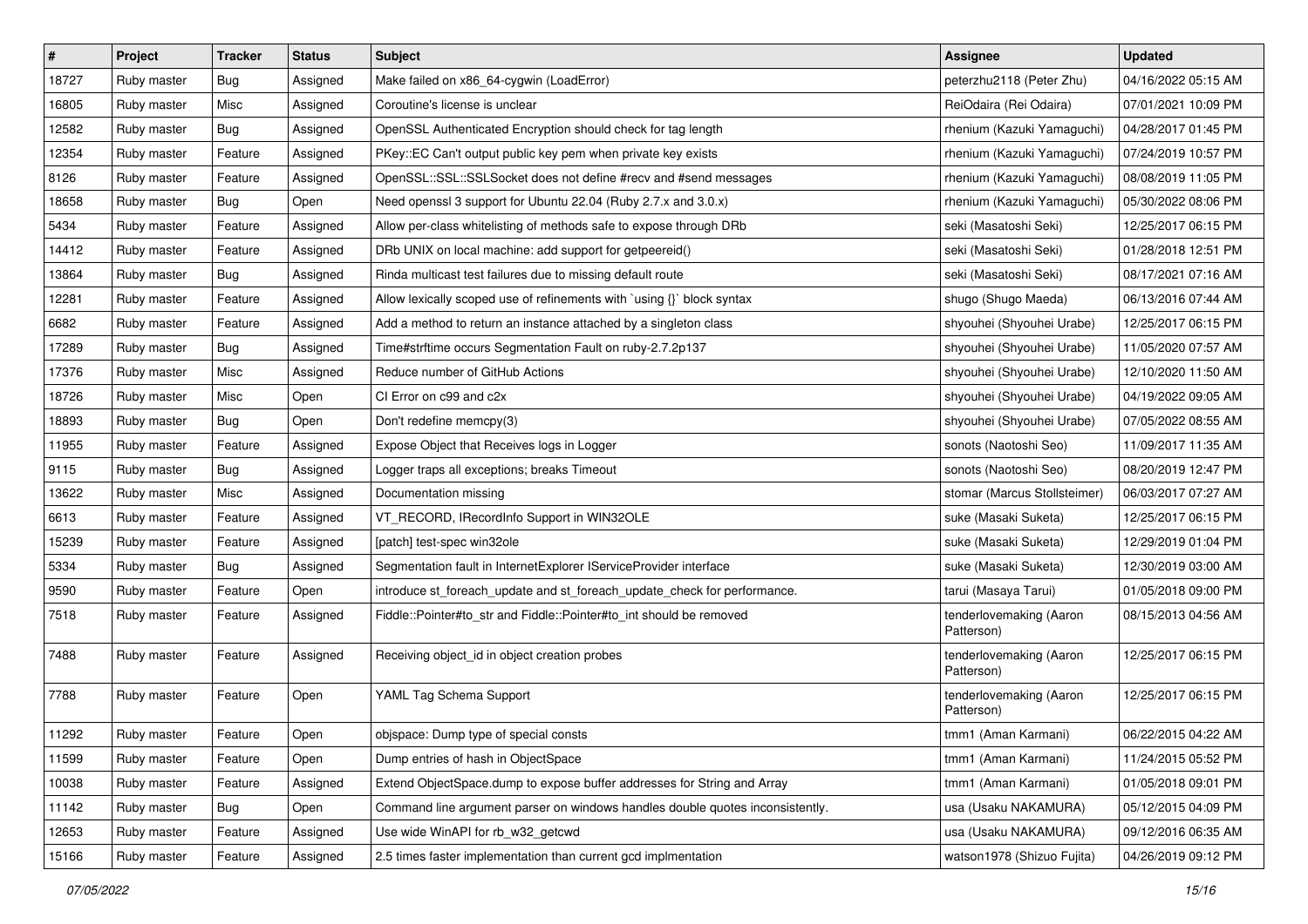| # | Project | Tracker | Status | Subject | Assignee | Updated |
|---|---|---|---|---|---|---|
| 18727 | Ruby master | Bug | Assigned | Make failed on x86_64-cygwin (LoadError) | peterzhu2118 (Peter Zhu) | 04/16/2022 05:15 AM |
| 16805 | Ruby master | Misc | Assigned | Coroutine's license is unclear | ReiOdaira (Rei Odaira) | 07/01/2021 10:09 PM |
| 12582 | Ruby master | Bug | Assigned | OpenSSL Authenticated Encryption should check for tag length | rhenium (Kazuki Yamaguchi) | 04/28/2017 01:45 PM |
| 12354 | Ruby master | Feature | Assigned | PKey::EC Can't output public key pem when private key exists | rhenium (Kazuki Yamaguchi) | 07/24/2019 10:57 PM |
| 8126 | Ruby master | Feature | Assigned | OpenSSL::SSL::SSLSocket does not define #recv and #send messages | rhenium (Kazuki Yamaguchi) | 08/08/2019 11:05 PM |
| 18658 | Ruby master | Bug | Open | Need openssl 3 support for Ubuntu 22.04 (Ruby 2.7.x and 3.0.x) | rhenium (Kazuki Yamaguchi) | 05/30/2022 08:06 PM |
| 5434 | Ruby master | Feature | Assigned | Allow per-class whitelisting of methods safe to expose through DRb | seki (Masatoshi Seki) | 12/25/2017 06:15 PM |
| 14412 | Ruby master | Feature | Assigned | DRb UNIX on local machine: add support for getpeereid() | seki (Masatoshi Seki) | 01/28/2018 12:51 PM |
| 13864 | Ruby master | Bug | Assigned | Rinda multicast test failures due to missing default route | seki (Masatoshi Seki) | 08/17/2021 07:16 AM |
| 12281 | Ruby master | Feature | Assigned | Allow lexically scoped use of refinements with `using {}` block syntax | shugo (Shugo Maeda) | 06/13/2016 07:44 AM |
| 6682 | Ruby master | Feature | Assigned | Add a method to return an instance attached by a singleton class | shyouhei (Shyouhei Urabe) | 12/25/2017 06:15 PM |
| 17289 | Ruby master | Bug | Assigned | Time#strftime occurs Segmentation Fault on ruby-2.7.2p137 | shyouhei (Shyouhei Urabe) | 11/05/2020 07:57 AM |
| 17376 | Ruby master | Misc | Assigned | Reduce number of GitHub Actions | shyouhei (Shyouhei Urabe) | 12/10/2020 11:50 AM |
| 18726 | Ruby master | Misc | Open | CI Error on c99 and c2x | shyouhei (Shyouhei Urabe) | 04/19/2022 09:05 AM |
| 18893 | Ruby master | Bug | Open | Don't redefine memcpy(3) | shyouhei (Shyouhei Urabe) | 07/05/2022 08:55 AM |
| 11955 | Ruby master | Feature | Assigned | Expose Object that Receives logs in Logger | sonots (Naotoshi Seo) | 11/09/2017 11:35 AM |
| 9115 | Ruby master | Bug | Assigned | Logger traps all exceptions; breaks Timeout | sonots (Naotoshi Seo) | 08/20/2019 12:47 PM |
| 13622 | Ruby master | Misc | Assigned | Documentation missing | stomar (Marcus Stollsteimer) | 06/03/2017 07:27 AM |
| 6613 | Ruby master | Feature | Assigned | VT_RECORD, IRecordInfo Support in WIN32OLE | suke (Masaki Suketa) | 12/25/2017 06:15 PM |
| 15239 | Ruby master | Feature | Assigned | [patch] test-spec win32ole | suke (Masaki Suketa) | 12/29/2019 01:04 PM |
| 5334 | Ruby master | Bug | Assigned | Segmentation fault in InternetExplorer IServiceProvider interface | suke (Masaki Suketa) | 12/30/2019 03:00 AM |
| 9590 | Ruby master | Feature | Open | introduce st_foreach_update and st_foreach_update_check for performance. | tarui (Masaya Tarui) | 01/05/2018 09:00 PM |
| 7518 | Ruby master | Feature | Assigned | Fiddle::Pointer#to_str and Fiddle::Pointer#to_int should be removed | tenderlovemaking (Aaron Patterson) | 08/15/2013 04:56 AM |
| 7488 | Ruby master | Feature | Assigned | Receiving object_id in object creation probes | tenderlovemaking (Aaron Patterson) | 12/25/2017 06:15 PM |
| 7788 | Ruby master | Feature | Open | YAML Tag Schema Support | tenderlovemaking (Aaron Patterson) | 12/25/2017 06:15 PM |
| 11292 | Ruby master | Feature | Open | objspace: Dump type of special consts | tmm1 (Aman Karmani) | 06/22/2015 04:22 AM |
| 11599 | Ruby master | Feature | Open | Dump entries of hash in ObjectSpace | tmm1 (Aman Karmani) | 11/24/2015 05:52 PM |
| 10038 | Ruby master | Feature | Assigned | Extend ObjectSpace.dump to expose buffer addresses for String and Array | tmm1 (Aman Karmani) | 01/05/2018 09:01 PM |
| 11142 | Ruby master | Bug | Open | Command line argument parser on windows handles double quotes inconsistently. | usa (Usaku NAKAMURA) | 05/12/2015 04:09 PM |
| 12653 | Ruby master | Feature | Assigned | Use wide WinAPI for rb_w32_getcwd | usa (Usaku NAKAMURA) | 09/12/2016 06:35 AM |
| 15166 | Ruby master | Feature | Assigned | 2.5 times faster implementation than current gcd implmentation | watson1978 (Shizuo Fujita) | 04/26/2019 09:12 PM |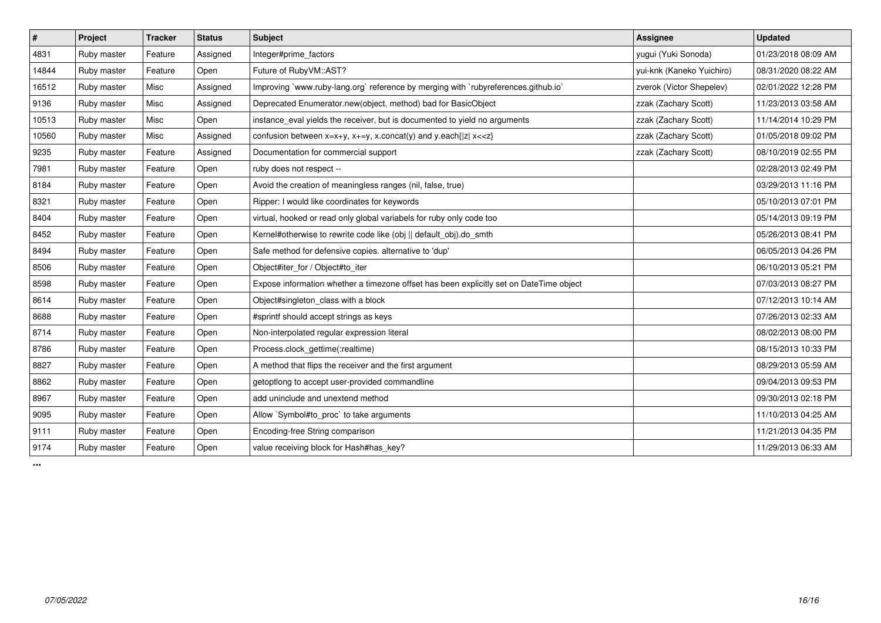| # | Project | Tracker | Status | Subject | Assignee | Updated |
| --- | --- | --- | --- | --- | --- | --- |
| 4831 | Ruby master | Feature | Assigned | Integer#prime_factors | yugui (Yuki Sonoda) | 01/23/2018 08:09 AM |
| 14844 | Ruby master | Feature | Open | Future of RubyVM::AST? | yui-knk (Kaneko Yuichiro) | 08/31/2020 08:22 AM |
| 16512 | Ruby master | Misc | Assigned | Improving `www.ruby-lang.org` reference by merging with `rubyreferences.github.io` | zverok (Victor Shepelev) | 02/01/2022 12:28 PM |
| 9136 | Ruby master | Misc | Assigned | Deprecated Enumerator.new(object, method) bad for BasicObject | zzak (Zachary Scott) | 11/23/2013 03:58 AM |
| 10513 | Ruby master | Misc | Open | instance_eval yields the receiver, but is documented to yield no arguments | zzak (Zachary Scott) | 11/14/2014 10:29 PM |
| 10560 | Ruby master | Misc | Assigned | confusion between x=x+y, x+=y, x.concat(y) and y.each{\|z\| x<<z} | zzak (Zachary Scott) | 01/05/2018 09:02 PM |
| 9235 | Ruby master | Feature | Assigned | Documentation for commercial support | zzak (Zachary Scott) | 08/10/2019 02:55 PM |
| 7981 | Ruby master | Feature | Open | ruby does not respect -- | | 02/28/2013 02:49 PM |
| 8184 | Ruby master | Feature | Open | Avoid the creation of meaningless ranges (nil, false, true) | | 03/29/2013 11:16 PM |
| 8321 | Ruby master | Feature | Open | Ripper: I would like coordinates for keywords | | 05/10/2013 07:01 PM |
| 8404 | Ruby master | Feature | Open | virtual, hooked or read only global variabels for ruby only code too | | 05/14/2013 09:19 PM |
| 8452 | Ruby master | Feature | Open | Kernel#otherwise to rewrite code like (obj \|\| default_obj).do_smth | | 05/26/2013 08:41 PM |
| 8494 | Ruby master | Feature | Open | Safe method for defensive copies. alternative to 'dup' | | 06/05/2013 04:26 PM |
| 8506 | Ruby master | Feature | Open | Object#iter_for / Object#to_iter | | 06/10/2013 05:21 PM |
| 8598 | Ruby master | Feature | Open | Expose information whether a timezone offset has been explicitly set on DateTime object | | 07/03/2013 08:27 PM |
| 8614 | Ruby master | Feature | Open | Object#singleton_class with a block | | 07/12/2013 10:14 AM |
| 8688 | Ruby master | Feature | Open | #sprintf should accept strings as keys | | 07/26/2013 02:33 AM |
| 8714 | Ruby master | Feature | Open | Non-interpolated regular expression literal | | 08/02/2013 08:00 PM |
| 8786 | Ruby master | Feature | Open | Process.clock_gettime(:realtime) | | 08/15/2013 10:33 PM |
| 8827 | Ruby master | Feature | Open | A method that flips the receiver and the first argument | | 08/29/2013 05:59 AM |
| 8862 | Ruby master | Feature | Open | getoptlong to accept user-provided commandline | | 09/04/2013 09:53 PM |
| 8967 | Ruby master | Feature | Open | add uninclude and unextend method | | 09/30/2013 02:18 PM |
| 9095 | Ruby master | Feature | Open | Allow `Symbol#to_proc` to take arguments | | 11/10/2013 04:25 AM |
| 9111 | Ruby master | Feature | Open | Encoding-free String comparison | | 11/21/2013 04:35 PM |
| 9174 | Ruby master | Feature | Open | value receiving block for Hash#has_key? | | 11/29/2013 06:33 AM |

...